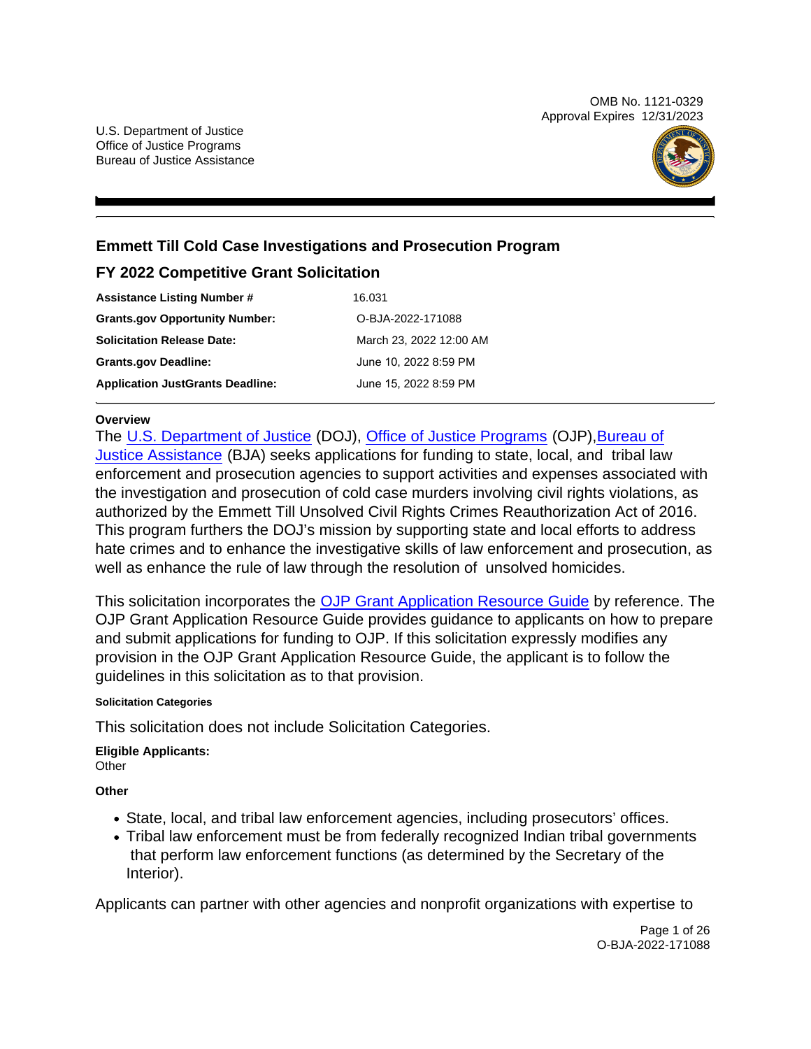OMB No. 1121-0329
Approval Expires 12/31/2023

U.S. Department of Justice
Office of Justice Programs
Bureau of Justice Assistance

## Emmett Till Cold Case Investigations and Prosecution Program

## FY 2022 Competitive Grant Solicitation

| | |
|---|---|
| **Assistance Listing Number #** | 16.031 |
| **Grants.gov Opportunity Number:** | O-BJA-2022-171088 |
| **Solicitation Release Date:** | March 23, 2022 12:00 AM |
| **Grants.gov Deadline:** | June 10, 2022 8:59 PM |
| **Application JustGrants Deadline:** | June 15, 2022 8:59 PM |

**Overview**

The U.S. Department of Justice (DOJ), Office of Justice Programs (OJP), Bureau of Justice Assistance (BJA) seeks applications for funding to state, local, and tribal law enforcement and prosecution agencies to support activities and expenses associated with the investigation and prosecution of cold case murders involving civil rights violations, as authorized by the Emmett Till Unsolved Civil Rights Crimes Reauthorization Act of 2016. This program furthers the DOJ's mission by supporting state and local efforts to address hate crimes and to enhance the investigative skills of law enforcement and prosecution, as well as enhance the rule of law through the resolution of unsolved homicides.

This solicitation incorporates the OJP Grant Application Resource Guide by reference. The OJP Grant Application Resource Guide provides guidance to applicants on how to prepare and submit applications for funding to OJP. If this solicitation expressly modifies any provision in the OJP Grant Application Resource Guide, the applicant is to follow the guidelines in this solicitation as to that provision.

**Solicitation Categories**

This solicitation does not include Solicitation Categories.

**Eligible Applicants:**
Other

**Other**

- State, local, and tribal law enforcement agencies, including prosecutors' offices.
- Tribal law enforcement must be from federally recognized Indian tribal governments that perform law enforcement functions (as determined by the Secretary of the Interior).

Applicants can partner with other agencies and nonprofit organizations with expertise to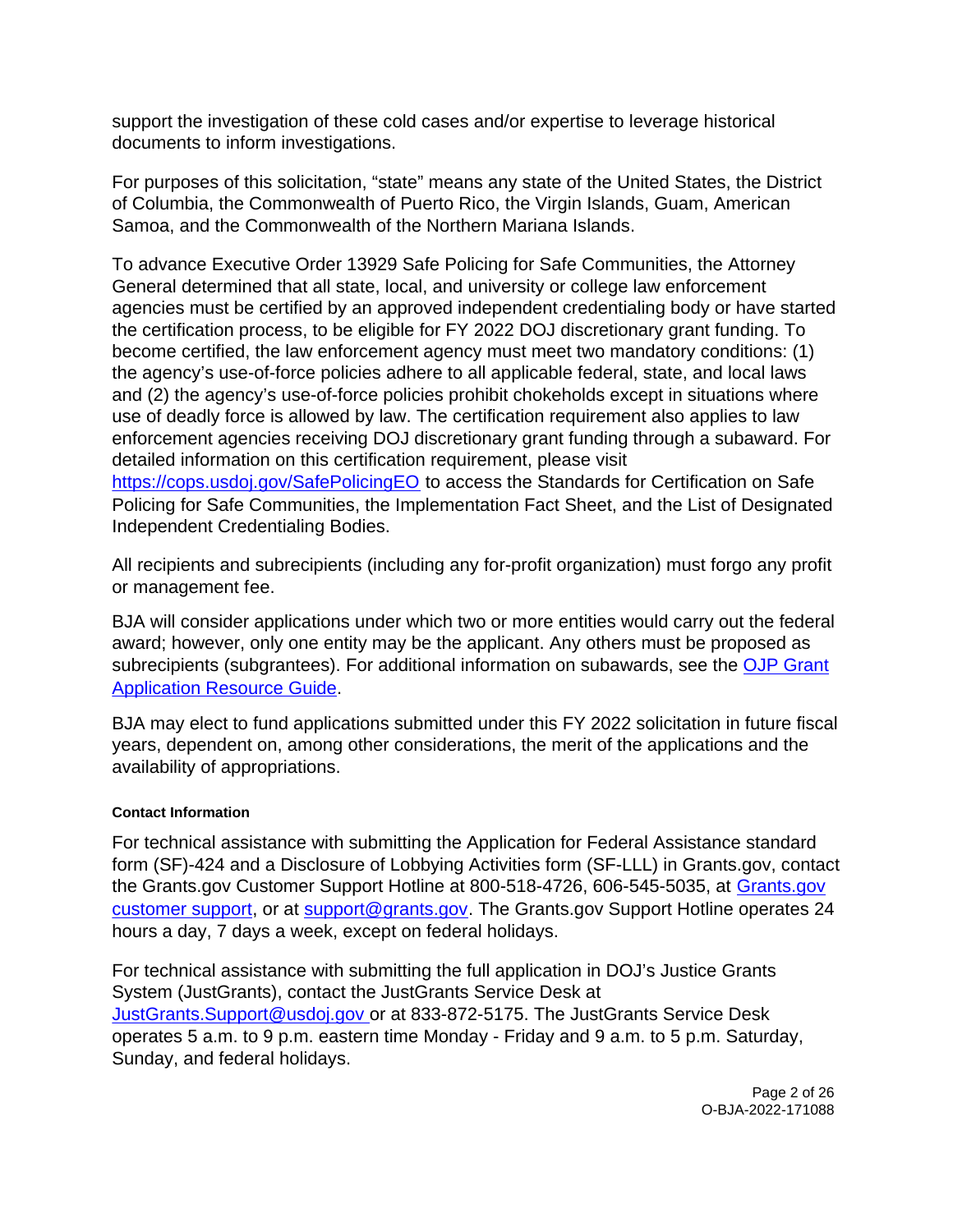support the investigation of these cold cases and/or expertise to leverage historical documents to inform investigations.

For purposes of this solicitation, “state” means any state of the United States, the District of Columbia, the Commonwealth of Puerto Rico, the Virgin Islands, Guam, American Samoa, and the Commonwealth of the Northern Mariana Islands.

To advance Executive Order 13929 Safe Policing for Safe Communities, the Attorney General determined that all state, local, and university or college law enforcement agencies must be certified by an approved independent credentialing body or have started the certification process, to be eligible for FY 2022 DOJ discretionary grant funding. To become certified, the law enforcement agency must meet two mandatory conditions: (1) the agency’s use-of-force policies adhere to all applicable federal, state, and local laws and (2) the agency’s use-of-force policies prohibit chokeholds except in situations where use of deadly force is allowed by law. The certification requirement also applies to law enforcement agencies receiving DOJ discretionary grant funding through a subaward. For detailed information on this certification requirement, please visit [https://cops.usdoj.gov/SafePolicingEO](https://cops.usdoj.gov/SafePolicingEO) to access the Standards for Certification on Safe Policing for Safe Communities, the Implementation Fact Sheet, and the List of Designated Independent Credentialing Bodies.

All recipients and subrecipients (including any for-profit organization) must forgo any profit or management fee.

BJA will consider applications under which two or more entities would carry out the federal award; however, only one entity may be the applicant. Any others must be proposed as subrecipients (subgrantees). For additional information on subawards, see the OJP Grant Application Resource Guide.

BJA may elect to fund applications submitted under this FY 2022 solicitation in future fiscal years, dependent on, among other considerations, the merit of the applications and the availability of appropriations.

#### Contact Information

For technical assistance with submitting the Application for Federal Assistance standard form (SF)-424 and a Disclosure of Lobbying Activities form (SF-LLL) in Grants.gov, contact the Grants.gov Customer Support Hotline at 800-518-4726, 606-545-5035, at Grants.gov customer support, or at support@grants.gov. The Grants.gov Support Hotline operates 24 hours a day, 7 days a week, except on federal holidays.

For technical assistance with submitting the full application in DOJ’s Justice Grants System (JustGrants), contact the JustGrants Service Desk at JustGrants.Support@usdoj.gov or at 833-872-5175. The JustGrants Service Desk operates 5 a.m. to 9 p.m. eastern time Monday - Friday and 9 a.m. to 5 p.m. Saturday, Sunday, and federal holidays.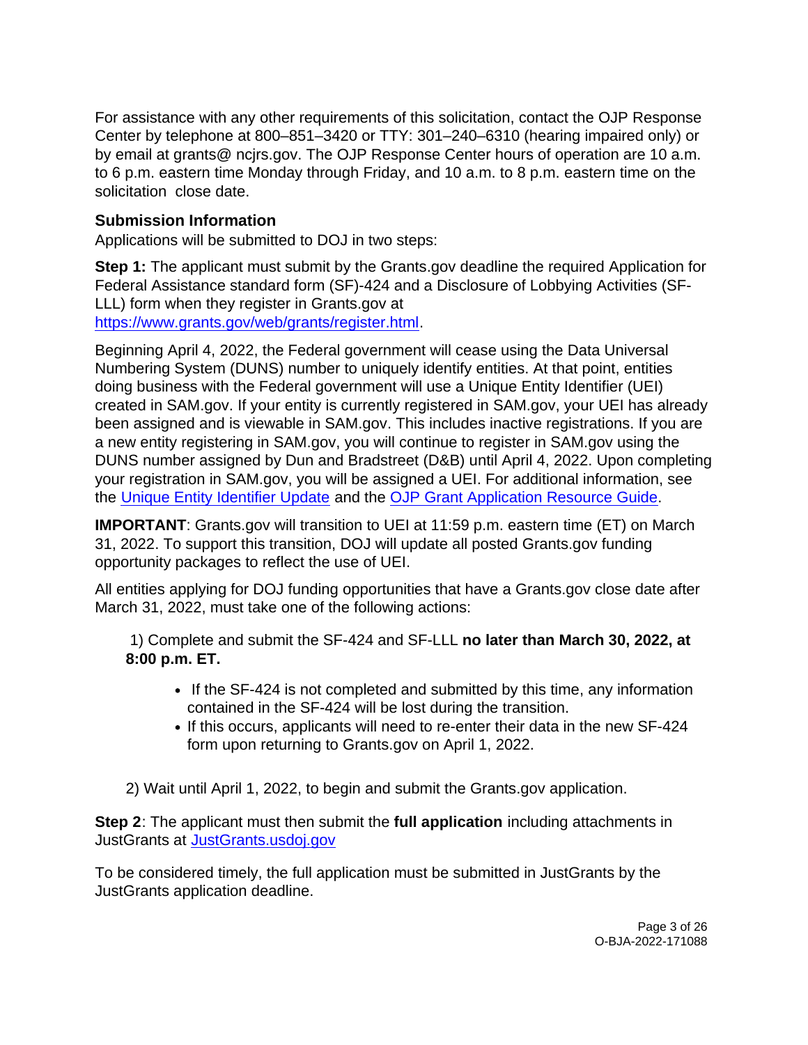For assistance with any other requirements of this solicitation, contact the OJP Response Center by telephone at 800–851–3420 or TTY: 301–240–6310 (hearing impaired only) or by email at grants@ ncjrs.gov. The OJP Response Center hours of operation are 10 a.m. to 6 p.m. eastern time Monday through Friday, and 10 a.m. to 8 p.m. eastern time on the solicitation close date.

### Submission Information

Applications will be submitted to DOJ in two steps:

**Step 1:** The applicant must submit by the Grants.gov deadline the required Application for Federal Assistance standard form (SF)-424 and a Disclosure of Lobbying Activities (SF-LLL) form when they register in Grants.gov at [https://www.grants.gov/web/grants/register.html](https://www.grants.gov/web/grants/register.html).

Beginning April 4, 2022, the Federal government will cease using the Data Universal Numbering System (DUNS) number to uniquely identify entities. At that point, entities doing business with the Federal government will use a Unique Entity Identifier (UEI) created in SAM.gov. If your entity is currently registered in SAM.gov, your UEI has already been assigned and is viewable in SAM.gov. This includes inactive registrations. If you are a new entity registering in SAM.gov, you will continue to register in SAM.gov using the DUNS number assigned by Dun and Bradstreet (D&B) until April 4, 2022. Upon completing your registration in SAM.gov, you will be assigned a UEI. For additional information, see the Unique Entity Identifier Update and the OJP Grant Application Resource Guide.

**IMPORTANT**: Grants.gov will transition to UEI at 11:59 p.m. eastern time (ET) on March 31, 2022. To support this transition, DOJ will update all posted Grants.gov funding opportunity packages to reflect the use of UEI.

All entities applying for DOJ funding opportunities that have a Grants.gov close date after March 31, 2022, must take one of the following actions:

1) Complete and submit the SF-424 and SF-LLL **no later than March 30, 2022, at 8:00 p.m. ET.**

- If the SF-424 is not completed and submitted by this time, any information contained in the SF-424 will be lost during the transition.
- If this occurs, applicants will need to re-enter their data in the new SF-424 form upon returning to Grants.gov on April 1, 2022.

2) Wait until April 1, 2022, to begin and submit the Grants.gov application.

**Step 2**: The applicant must then submit the **full application** including attachments in JustGrants at JustGrants.usdoj.gov

To be considered timely, the full application must be submitted in JustGrants by the JustGrants application deadline.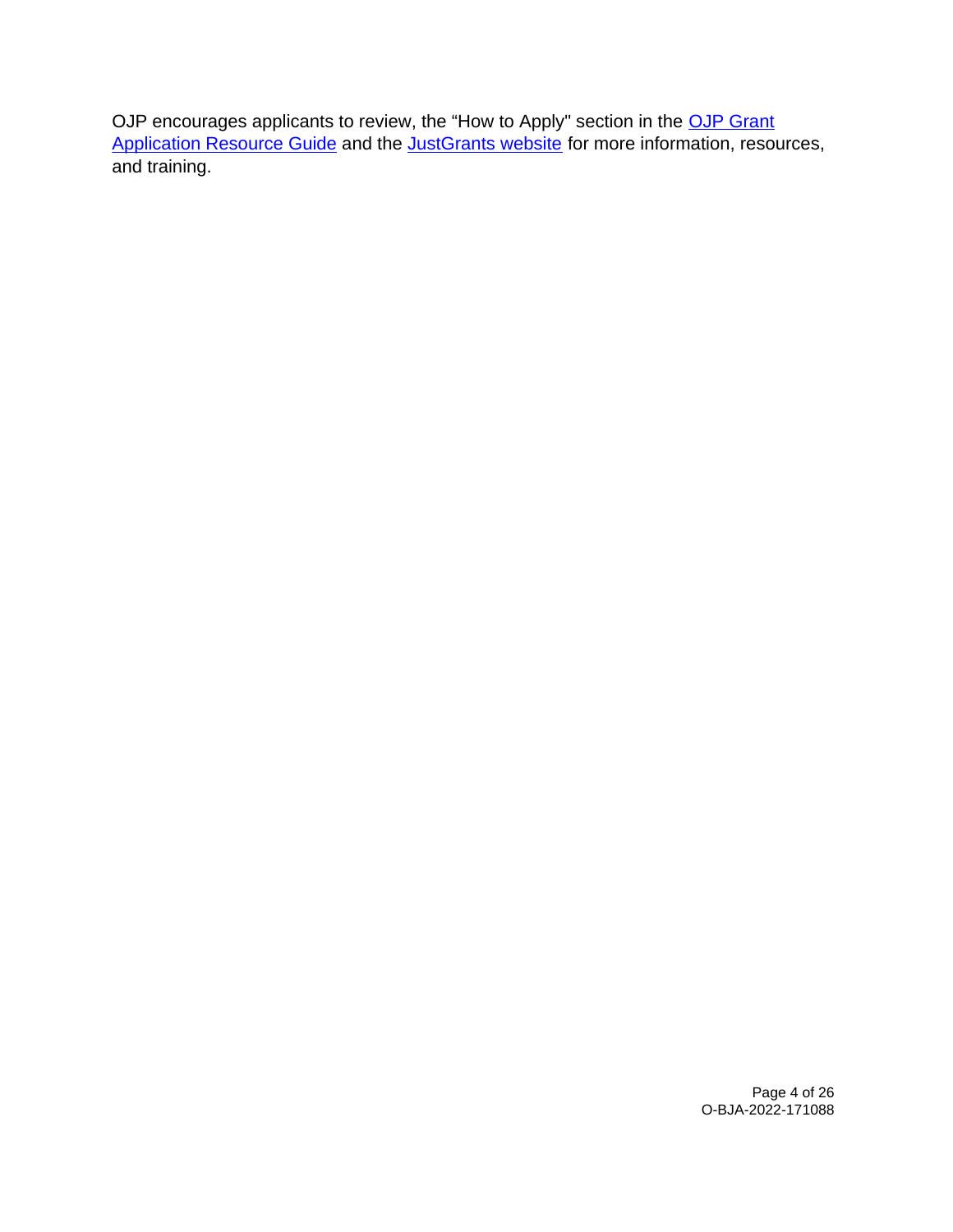OJP encourages applicants to review, the “How to Apply" section in the OJP Grant Application Resource Guide and the JustGrants website for more information, resources, and training.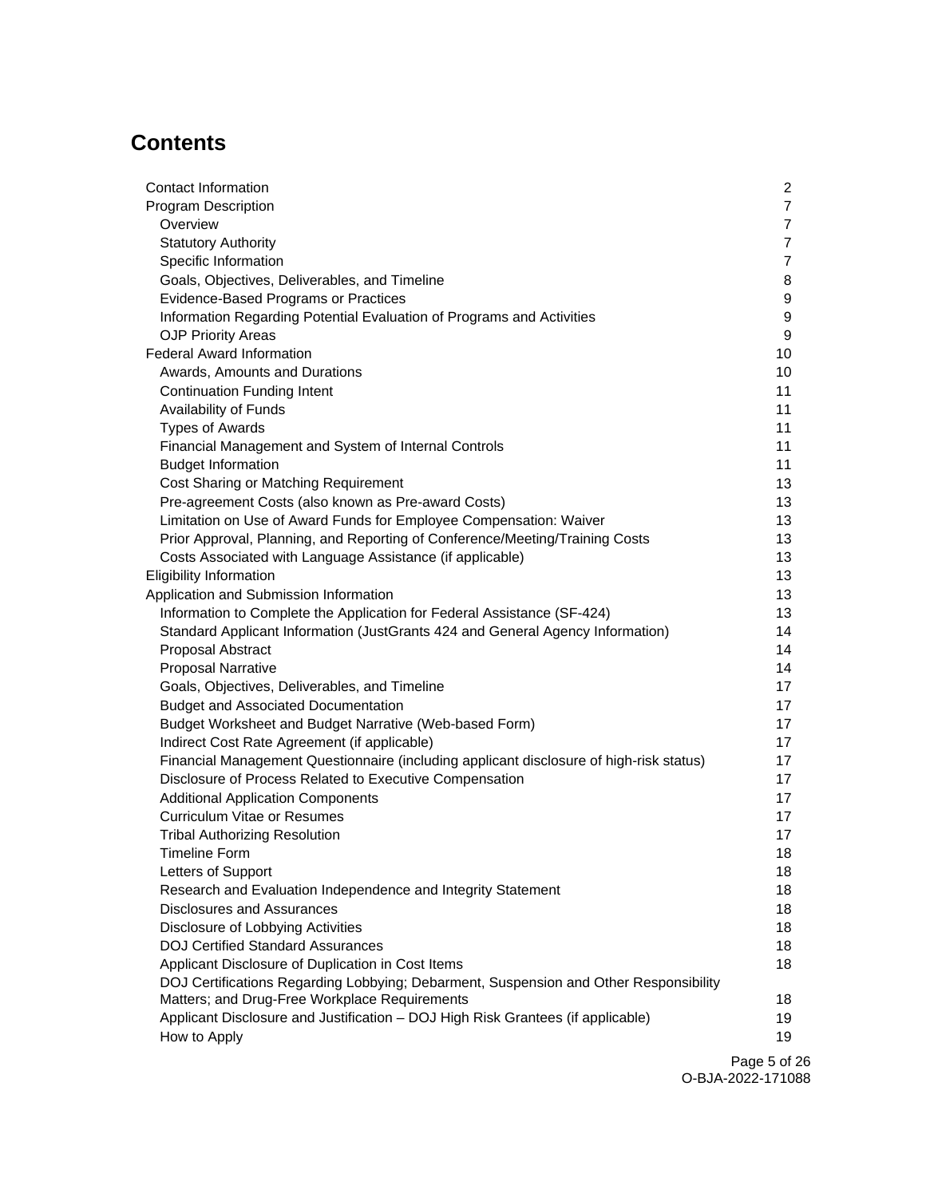## Contents

| | |
|---|---|
| Contact Information | 2 |
| Program Description | 7 |
| Overview | 7 |
| Statutory Authority | 7 |
| Specific Information | 7 |
| Goals, Objectives, Deliverables, and Timeline | 8 |
| Evidence-Based Programs or Practices | 9 |
| Information Regarding Potential Evaluation of Programs and Activities | 9 |
| OJP Priority Areas | 9 |
| Federal Award Information | 10 |
| Awards, Amounts and Durations | 10 |
| Continuation Funding Intent | 11 |
| Availability of Funds | 11 |
| Types of Awards | 11 |
| Financial Management and System of Internal Controls | 11 |
| Budget Information | 11 |
| Cost Sharing or Matching Requirement | 13 |
| Pre-agreement Costs (also known as Pre-award Costs) | 13 |
| Limitation on Use of Award Funds for Employee Compensation: Waiver | 13 |
| Prior Approval, Planning, and Reporting of Conference/Meeting/Training Costs | 13 |
| Costs Associated with Language Assistance (if applicable) | 13 |
| Eligibility Information | 13 |
| Application and Submission Information | 13 |
| Information to Complete the Application for Federal Assistance (SF-424) | 13 |
| Standard Applicant Information (JustGrants 424 and General Agency Information) | 14 |
| Proposal Abstract | 14 |
| Proposal Narrative | 14 |
| Goals, Objectives, Deliverables, and Timeline | 17 |
| Budget and Associated Documentation | 17 |
| Budget Worksheet and Budget Narrative (Web-based Form) | 17 |
| Indirect Cost Rate Agreement (if applicable) | 17 |
| Financial Management Questionnaire (including applicant disclosure of high-risk status) | 17 |
| Disclosure of Process Related to Executive Compensation | 17 |
| Additional Application Components | 17 |
| Curriculum Vitae or Resumes | 17 |
| Tribal Authorizing Resolution | 17 |
| Timeline Form | 18 |
| Letters of Support | 18 |
| Research and Evaluation Independence and Integrity Statement | 18 |
| Disclosures and Assurances | 18 |
| Disclosure of Lobbying Activities | 18 |
| DOJ Certified Standard Assurances | 18 |
| Applicant Disclosure of Duplication in Cost Items | 18 |
| DOJ Certifications Regarding Lobbying; Debarment, Suspension and Other Responsibility Matters; and Drug-Free Workplace Requirements | 18 |
| Applicant Disclosure and Justification – DOJ High Risk Grantees (if applicable) | 19 |
| How to Apply | 19 |

O-BJA-2022-171088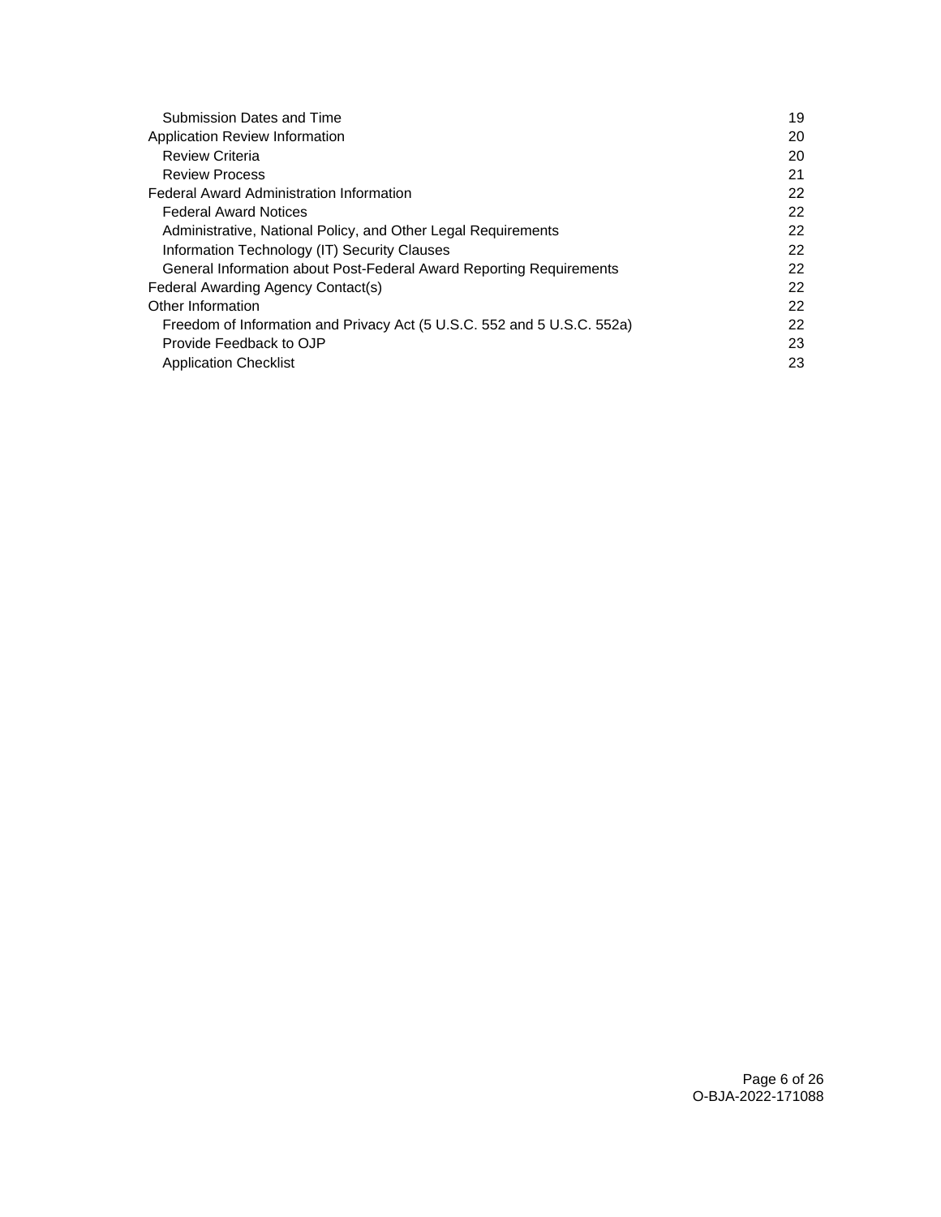- Submission Dates and Time 19
- Application Review Information 20
  - Review Criteria 20
  - Review Process 21
- Federal Award Administration Information 22
  - Federal Award Notices 22
  - Administrative, National Policy, and Other Legal Requirements 22
  - Information Technology (IT) Security Clauses 22
  - General Information about Post-Federal Award Reporting Requirements 22
- Federal Awarding Agency Contact(s) 22
- Other Information 22
  - Freedom of Information and Privacy Act (5 U.S.C. 552 and 5 U.S.C. 552a) 22
  - Provide Feedback to OJP 23
  - Application Checklist 23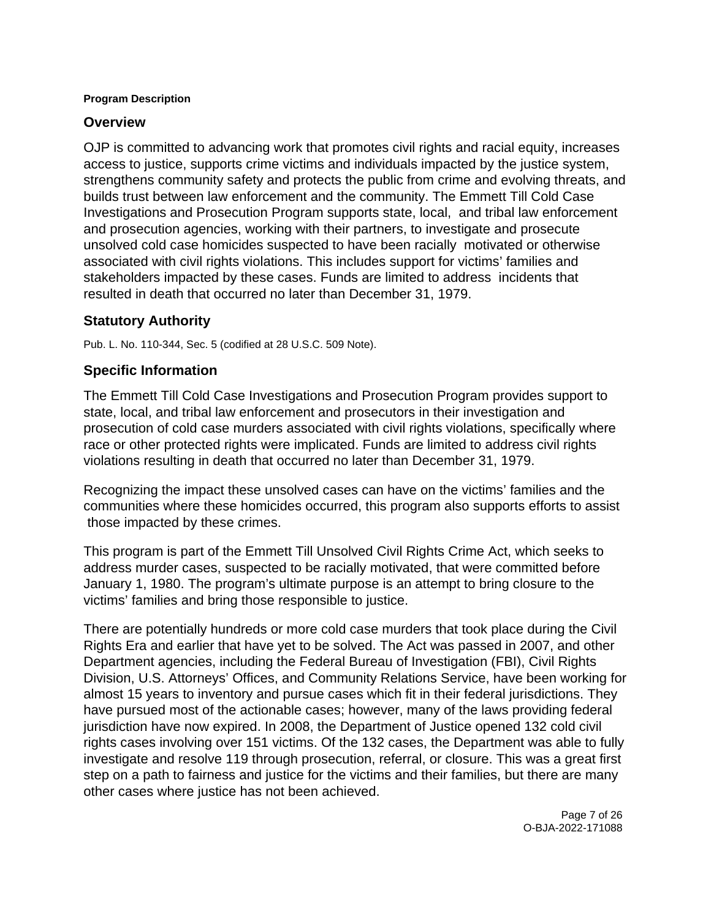**Program Description**

## Overview

OJP is committed to advancing work that promotes civil rights and racial equity, increases access to justice, supports crime victims and individuals impacted by the justice system, strengthens community safety and protects the public from crime and evolving threats, and builds trust between law enforcement and the community. The Emmett Till Cold Case Investigations and Prosecution Program supports state, local, and tribal law enforcement and prosecution agencies, working with their partners, to investigate and prosecute unsolved cold case homicides suspected to have been racially motivated or otherwise associated with civil rights violations. This includes support for victims' families and stakeholders impacted by these cases. Funds are limited to address incidents that resulted in death that occurred no later than December 31, 1979.

## Statutory Authority

Pub. L. No. 110-344, Sec. 5 (codified at 28 U.S.C. 509 Note).

## Specific Information

The Emmett Till Cold Case Investigations and Prosecution Program provides support to state, local, and tribal law enforcement and prosecutors in their investigation and prosecution of cold case murders associated with civil rights violations, specifically where race or other protected rights were implicated. Funds are limited to address civil rights violations resulting in death that occurred no later than December 31, 1979.

Recognizing the impact these unsolved cases can have on the victims' families and the communities where these homicides occurred, this program also supports efforts to assist those impacted by these crimes.

This program is part of the Emmett Till Unsolved Civil Rights Crime Act, which seeks to address murder cases, suspected to be racially motivated, that were committed before January 1, 1980. The program's ultimate purpose is an attempt to bring closure to the victims' families and bring those responsible to justice.

There are potentially hundreds or more cold case murders that took place during the Civil Rights Era and earlier that have yet to be solved. The Act was passed in 2007, and other Department agencies, including the Federal Bureau of Investigation (FBI), Civil Rights Division, U.S. Attorneys' Offices, and Community Relations Service, have been working for almost 15 years to inventory and pursue cases which fit in their federal jurisdictions. They have pursued most of the actionable cases; however, many of the laws providing federal jurisdiction have now expired. In 2008, the Department of Justice opened 132 cold civil rights cases involving over 151 victims. Of the 132 cases, the Department was able to fully investigate and resolve 119 through prosecution, referral, or closure. This was a great first step on a path to fairness and justice for the victims and their families, but there are many other cases where justice has not been achieved.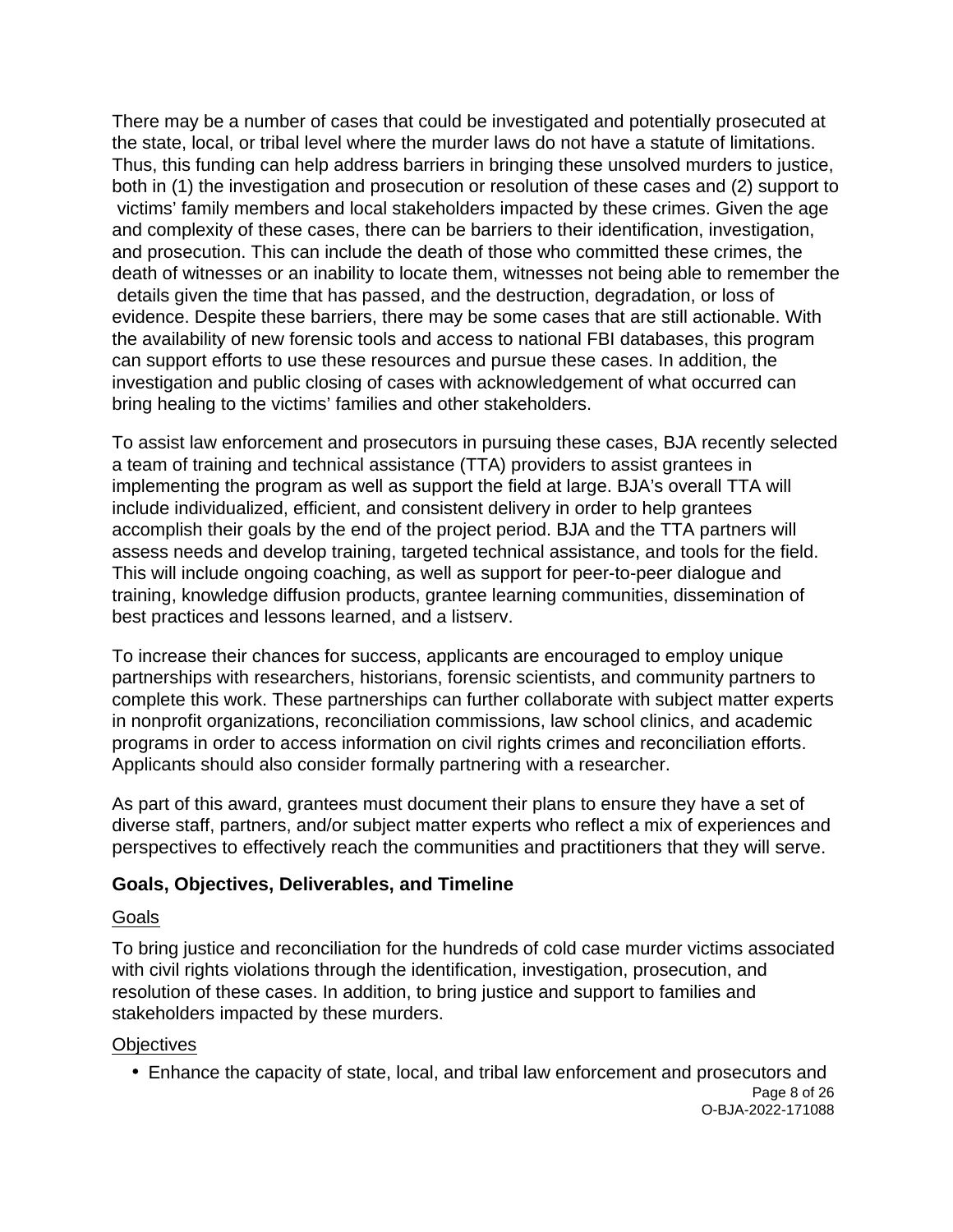There may be a number of cases that could be investigated and potentially prosecuted at the state, local, or tribal level where the murder laws do not have a statute of limitations. Thus, this funding can help address barriers in bringing these unsolved murders to justice, both in (1) the investigation and prosecution or resolution of these cases and (2) support to victims' family members and local stakeholders impacted by these crimes. Given the age and complexity of these cases, there can be barriers to their identification, investigation, and prosecution. This can include the death of those who committed these crimes, the death of witnesses or an inability to locate them, witnesses not being able to remember the details given the time that has passed, and the destruction, degradation, or loss of evidence. Despite these barriers, there may be some cases that are still actionable. With the availability of new forensic tools and access to national FBI databases, this program can support efforts to use these resources and pursue these cases. In addition, the investigation and public closing of cases with acknowledgement of what occurred can bring healing to the victims' families and other stakeholders.

To assist law enforcement and prosecutors in pursuing these cases, BJA recently selected a team of training and technical assistance (TTA) providers to assist grantees in implementing the program as well as support the field at large. BJA's overall TTA will include individualized, efficient, and consistent delivery in order to help grantees accomplish their goals by the end of the project period. BJA and the TTA partners will assess needs and develop training, targeted technical assistance, and tools for the field. This will include ongoing coaching, as well as support for peer-to-peer dialogue and training, knowledge diffusion products, grantee learning communities, dissemination of best practices and lessons learned, and a listserv.

To increase their chances for success, applicants are encouraged to employ unique partnerships with researchers, historians, forensic scientists, and community partners to complete this work. These partnerships can further collaborate with subject matter experts in nonprofit organizations, reconciliation commissions, law school clinics, and academic programs in order to access information on civil rights crimes and reconciliation efforts. Applicants should also consider formally partnering with a researcher.

As part of this award, grantees must document their plans to ensure they have a set of diverse staff, partners, and/or subject matter experts who reflect a mix of experiences and perspectives to effectively reach the communities and practitioners that they will serve.

### Goals, Objectives, Deliverables, and Timeline

Goals

To bring justice and reconciliation for the hundreds of cold case murder victims associated with civil rights violations through the identification, investigation, prosecution, and resolution of these cases. In addition, to bring justice and support to families and stakeholders impacted by these murders.

Objectives

- Enhance the capacity of state, local, and tribal law enforcement and prosecutors and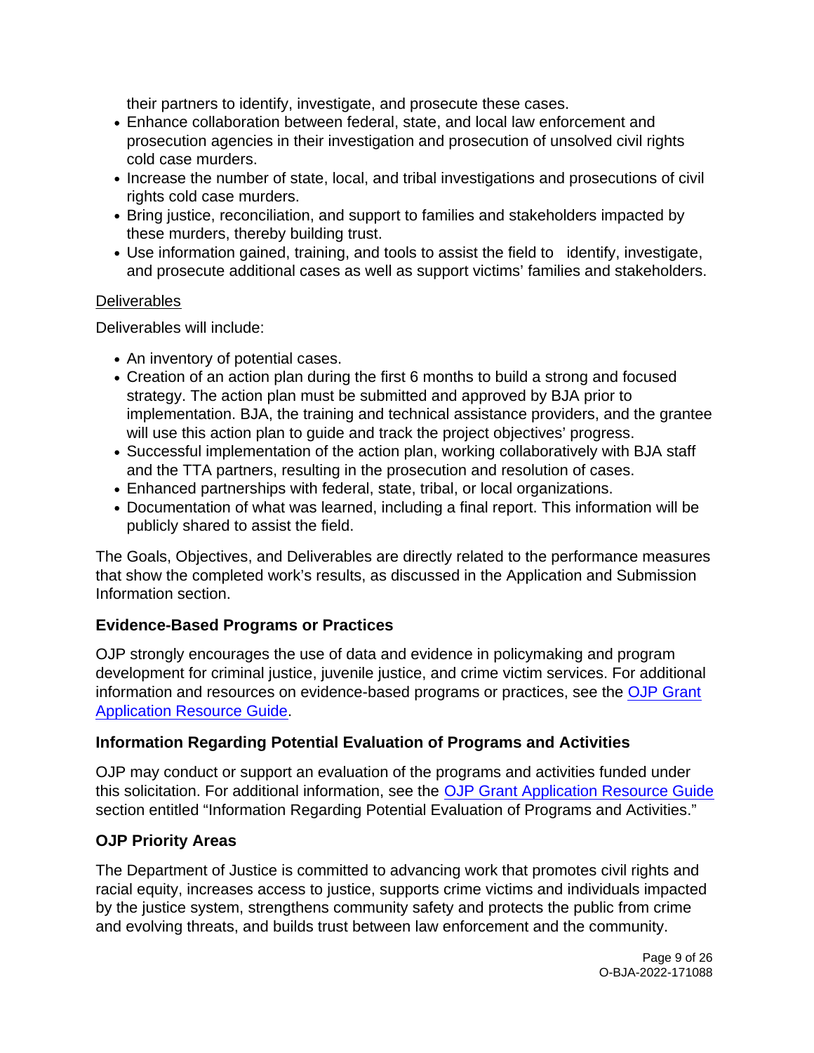their partners to identify, investigate, and prosecute these cases.

- Enhance collaboration between federal, state, and local law enforcement and prosecution agencies in their investigation and prosecution of unsolved civil rights cold case murders.
- Increase the number of state, local, and tribal investigations and prosecutions of civil rights cold case murders.
- Bring justice, reconciliation, and support to families and stakeholders impacted by these murders, thereby building trust.
- Use information gained, training, and tools to assist the field to identify, investigate, and prosecute additional cases as well as support victims' families and stakeholders.

Deliverables

Deliverables will include:

- An inventory of potential cases.
- Creation of an action plan during the first 6 months to build a strong and focused strategy. The action plan must be submitted and approved by BJA prior to implementation. BJA, the training and technical assistance providers, and the grantee will use this action plan to guide and track the project objectives' progress.
- Successful implementation of the action plan, working collaboratively with BJA staff and the TTA partners, resulting in the prosecution and resolution of cases.
- Enhanced partnerships with federal, state, tribal, or local organizations.
- Documentation of what was learned, including a final report. This information will be publicly shared to assist the field.

The Goals, Objectives, and Deliverables are directly related to the performance measures that show the completed work's results, as discussed in the Application and Submission Information section.

### Evidence-Based Programs or Practices

OJP strongly encourages the use of data and evidence in policymaking and program development for criminal justice, juvenile justice, and crime victim services. For additional information and resources on evidence-based programs or practices, see the OJP Grant Application Resource Guide.

### Information Regarding Potential Evaluation of Programs and Activities

OJP may conduct or support an evaluation of the programs and activities funded under this solicitation. For additional information, see the OJP Grant Application Resource Guide section entitled "Information Regarding Potential Evaluation of Programs and Activities."

### OJP Priority Areas

The Department of Justice is committed to advancing work that promotes civil rights and racial equity, increases access to justice, supports crime victims and individuals impacted by the justice system, strengthens community safety and protects the public from crime and evolving threats, and builds trust between law enforcement and the community.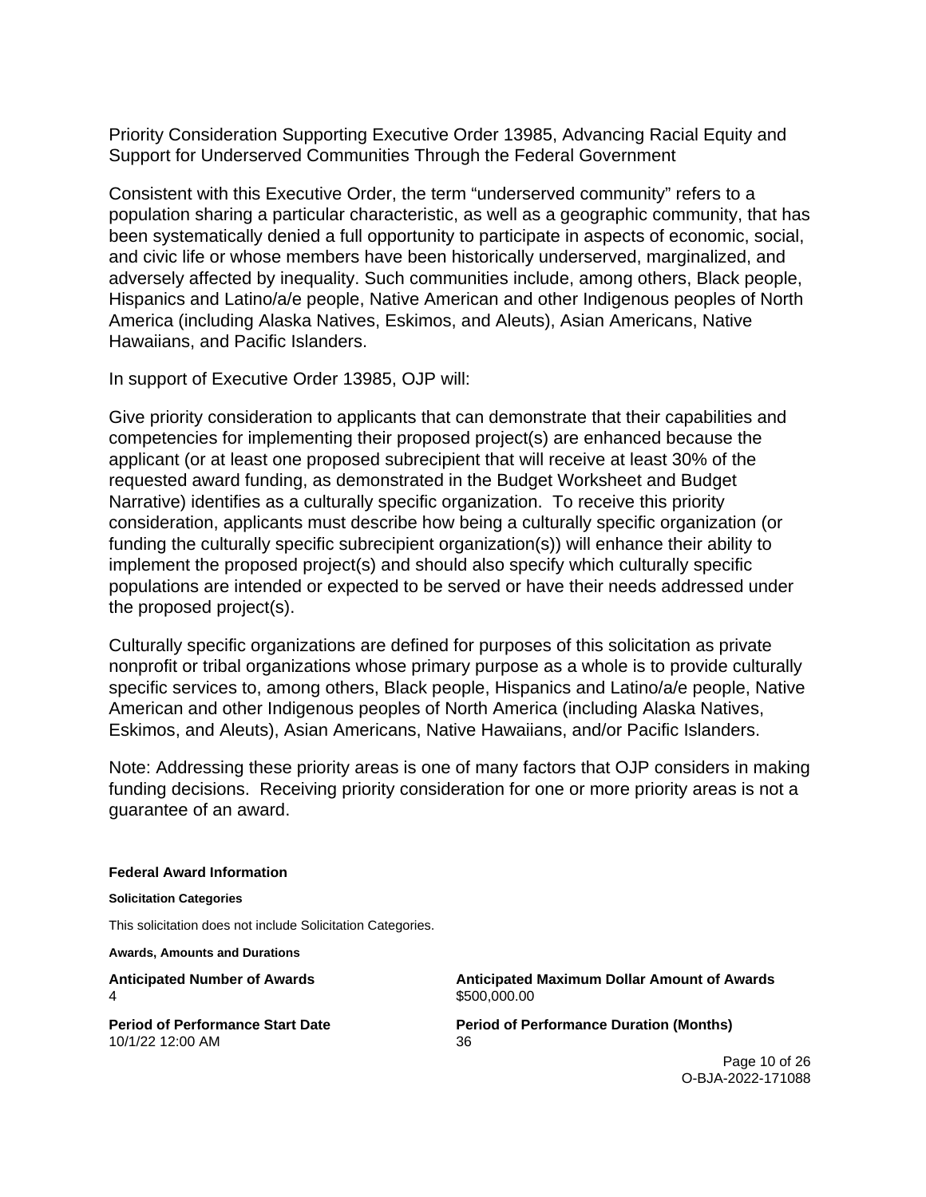Priority Consideration Supporting Executive Order 13985, Advancing Racial Equity and Support for Underserved Communities Through the Federal Government

Consistent with this Executive Order, the term “underserved community” refers to a population sharing a particular characteristic, as well as a geographic community, that has been systematically denied a full opportunity to participate in aspects of economic, social, and civic life or whose members have been historically underserved, marginalized, and adversely affected by inequality. Such communities include, among others, Black people, Hispanics and Latino/a/e people, Native American and other Indigenous peoples of North America (including Alaska Natives, Eskimos, and Aleuts), Asian Americans, Native Hawaiians, and Pacific Islanders.

In support of Executive Order 13985, OJP will:

Give priority consideration to applicants that can demonstrate that their capabilities and competencies for implementing their proposed project(s) are enhanced because the applicant (or at least one proposed subrecipient that will receive at least 30% of the requested award funding, as demonstrated in the Budget Worksheet and Budget Narrative) identifies as a culturally specific organization. To receive this priority consideration, applicants must describe how being a culturally specific organization (or funding the culturally specific subrecipient organization(s)) will enhance their ability to implement the proposed project(s) and should also specify which culturally specific populations are intended or expected to be served or have their needs addressed under the proposed project(s).

Culturally specific organizations are defined for purposes of this solicitation as private nonprofit or tribal organizations whose primary purpose as a whole is to provide culturally specific services to, among others, Black people, Hispanics and Latino/a/e people, Native American and other Indigenous peoples of North America (including Alaska Natives, Eskimos, and Aleuts), Asian Americans, Native Hawaiians, and/or Pacific Islanders.

Note: Addressing these priority areas is one of many factors that OJP considers in making funding decisions. Receiving priority consideration for one or more priority areas is not a guarantee of an award.

### Federal Award Information

#### Solicitation Categories

This solicitation does not include Solicitation Categories.

#### Awards, Amounts and Durations

**Anticipated Number of Awards**
4

**Anticipated Maximum Dollar Amount of Awards**
$500,000.00

**Period of Performance Start Date**
10/1/22 12:00 AM

**Period of Performance Duration (Months)**
36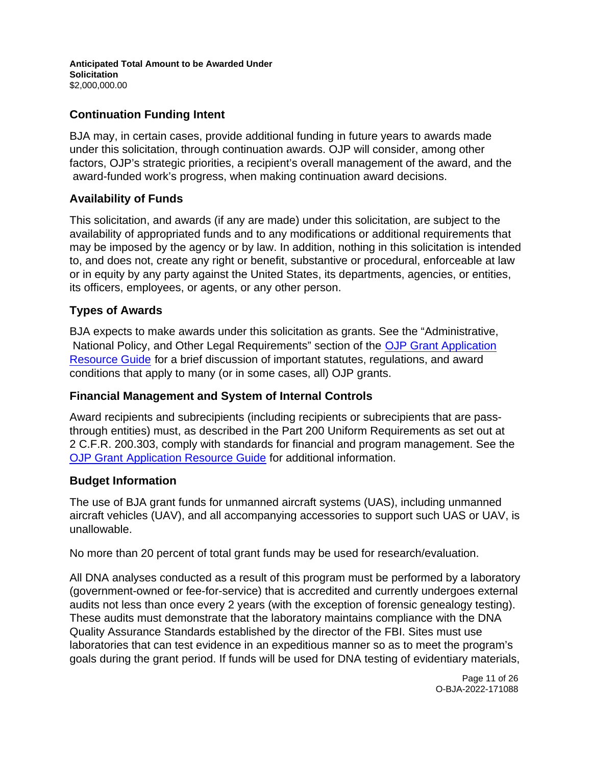**Anticipated Total Amount to be Awarded Under Solicitation**
$2,000,000.00

## Continuation Funding Intent

BJA may, in certain cases, provide additional funding in future years to awards made under this solicitation, through continuation awards. OJP will consider, among other factors, OJP's strategic priorities, a recipient's overall management of the award, and the award-funded work's progress, when making continuation award decisions.

## Availability of Funds

This solicitation, and awards (if any are made) under this solicitation, are subject to the availability of appropriated funds and to any modifications or additional requirements that may be imposed by the agency or by law. In addition, nothing in this solicitation is intended to, and does not, create any right or benefit, substantive or procedural, enforceable at law or in equity by any party against the United States, its departments, agencies, or entities, its officers, employees, or agents, or any other person.

## Types of Awards

BJA expects to make awards under this solicitation as grants. See the "Administrative, National Policy, and Other Legal Requirements" section of the [OJP Grant Application Resource Guide] for a brief discussion of important statutes, regulations, and award conditions that apply to many (or in some cases, all) OJP grants.

## Financial Management and System of Internal Controls

Award recipients and subrecipients (including recipients or subrecipients that are pass-through entities) must, as described in the Part 200 Uniform Requirements as set out at 2 C.F.R. 200.303, comply with standards for financial and program management. See the [OJP Grant Application Resource Guide] for additional information.

## Budget Information

The use of BJA grant funds for unmanned aircraft systems (UAS), including unmanned aircraft vehicles (UAV), and all accompanying accessories to support such UAS or UAV, is unallowable.

No more than 20 percent of total grant funds may be used for research/evaluation.

All DNA analyses conducted as a result of this program must be performed by a laboratory (government-owned or fee-for-service) that is accredited and currently undergoes external audits not less than once every 2 years (with the exception of forensic genealogy testing). These audits must demonstrate that the laboratory maintains compliance with the DNA Quality Assurance Standards established by the director of the FBI. Sites must use laboratories that can test evidence in an expeditious manner so as to meet the program's goals during the grant period. If funds will be used for DNA testing of evidentiary materials,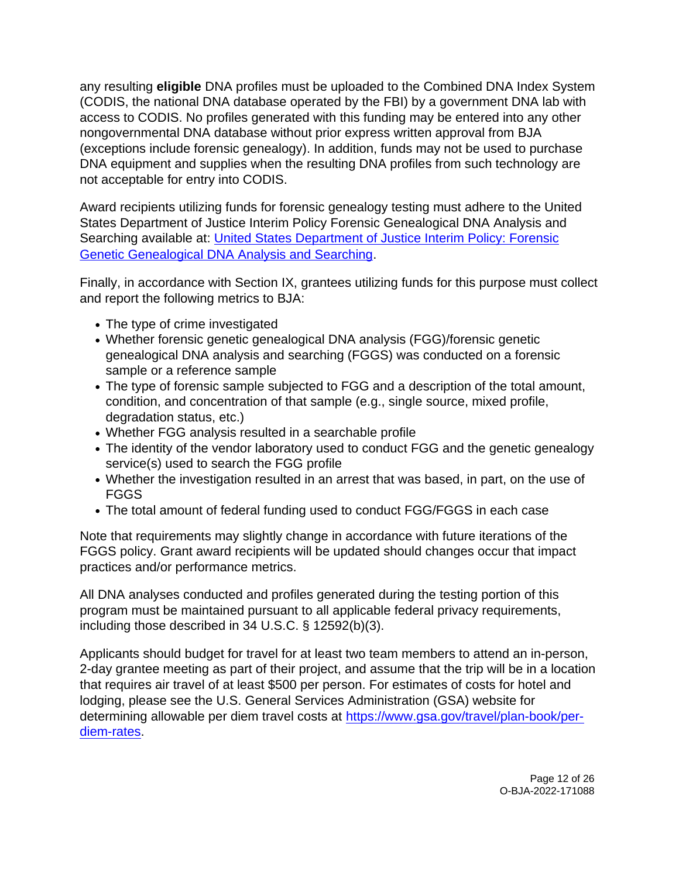any resulting **eligible** DNA profiles must be uploaded to the Combined DNA Index System (CODIS, the national DNA database operated by the FBI) by a government DNA lab with access to CODIS. No profiles generated with this funding may be entered into any other nongovernmental DNA database without prior express written approval from BJA (exceptions include forensic genealogy). In addition, funds may not be used to purchase DNA equipment and supplies when the resulting DNA profiles from such technology are not acceptable for entry into CODIS.

Award recipients utilizing funds for forensic genealogy testing must adhere to the United States Department of Justice Interim Policy Forensic Genealogical DNA Analysis and Searching available at: [United States Department of Justice Interim Policy: Forensic Genetic Genealogical DNA Analysis and Searching](United States Department of Justice Interim Policy: Forensic Genetic Genealogical DNA Analysis and Searching).

Finally, in accordance with Section IX, grantees utilizing funds for this purpose must collect and report the following metrics to BJA:

- The type of crime investigated
- Whether forensic genetic genealogical DNA analysis (FGG)/forensic genetic genealogical DNA analysis and searching (FGGS) was conducted on a forensic sample or a reference sample
- The type of forensic sample subjected to FGG and a description of the total amount, condition, and concentration of that sample (e.g., single source, mixed profile, degradation status, etc.)
- Whether FGG analysis resulted in a searchable profile
- The identity of the vendor laboratory used to conduct FGG and the genetic genealogy service(s) used to search the FGG profile
- Whether the investigation resulted in an arrest that was based, in part, on the use of FGGS
- The total amount of federal funding used to conduct FGG/FGGS in each case

Note that requirements may slightly change in accordance with future iterations of the FGGS policy. Grant award recipients will be updated should changes occur that impact practices and/or performance metrics.

All DNA analyses conducted and profiles generated during the testing portion of this program must be maintained pursuant to all applicable federal privacy requirements, including those described in 34 U.S.C. § 12592(b)(3).

Applicants should budget for travel for at least two team members to attend an in-person, 2-day grantee meeting as part of their project, and assume that the trip will be in a location that requires air travel of at least $500 per person. For estimates of costs for hotel and lodging, please see the U.S. General Services Administration (GSA) website for determining allowable per diem travel costs at [https://www.gsa.gov/travel/plan-book/per-diem-rates](https://www.gsa.gov/travel/plan-book/per-diem-rates).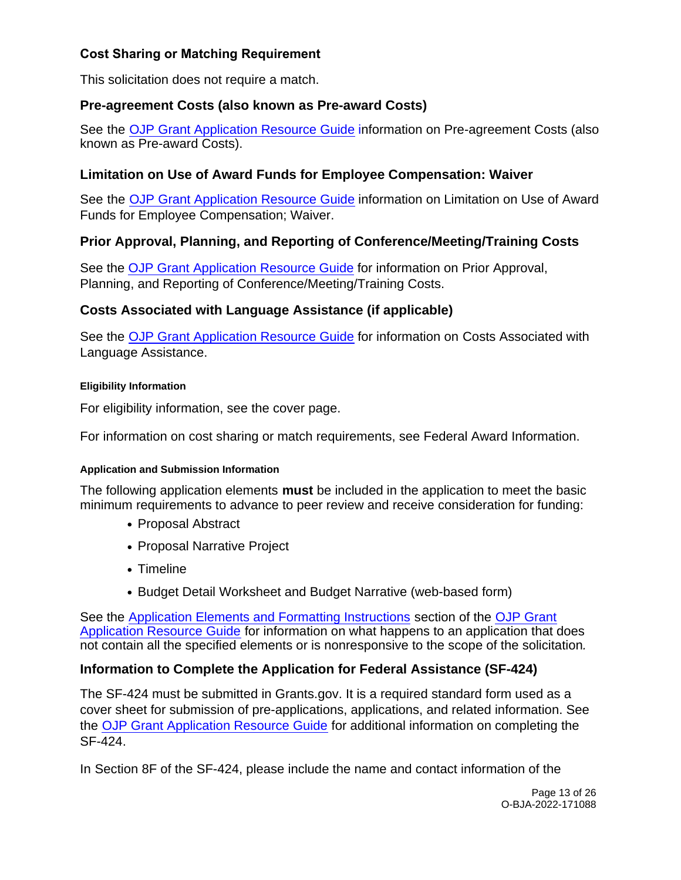### Cost Sharing or Matching Requirement

This solicitation does not require a match.

### Pre-agreement Costs (also known as Pre-award Costs)

See the OJP Grant Application Resource Guide information on Pre-agreement Costs (also known as Pre-award Costs).

### Limitation on Use of Award Funds for Employee Compensation: Waiver

See the OJP Grant Application Resource Guide information on Limitation on Use of Award Funds for Employee Compensation; Waiver.

### Prior Approval, Planning, and Reporting of Conference/Meeting/Training Costs

See the OJP Grant Application Resource Guide for information on Prior Approval, Planning, and Reporting of Conference/Meeting/Training Costs.

### Costs Associated with Language Assistance (if applicable)

See the OJP Grant Application Resource Guide for information on Costs Associated with Language Assistance.

#### Eligibility Information

For eligibility information, see the cover page.

For information on cost sharing or match requirements, see Federal Award Information.

#### Application and Submission Information

The following application elements **must** be included in the application to meet the basic minimum requirements to advance to peer review and receive consideration for funding:

- Proposal Abstract
- Proposal Narrative Project
- Timeline
- Budget Detail Worksheet and Budget Narrative (web-based form)

See the Application Elements and Formatting Instructions section of the OJP Grant Application Resource Guide for information on what happens to an application that does not contain all the specified elements or is nonresponsive to the scope of the solicitation*.*

### Information to Complete the Application for Federal Assistance (SF-424)

The SF-424 must be submitted in Grants.gov. It is a required standard form used as a cover sheet for submission of pre-applications, applications, and related information. See the OJP Grant Application Resource Guide for additional information on completing the SF-424.

In Section 8F of the SF-424, please include the name and contact information of the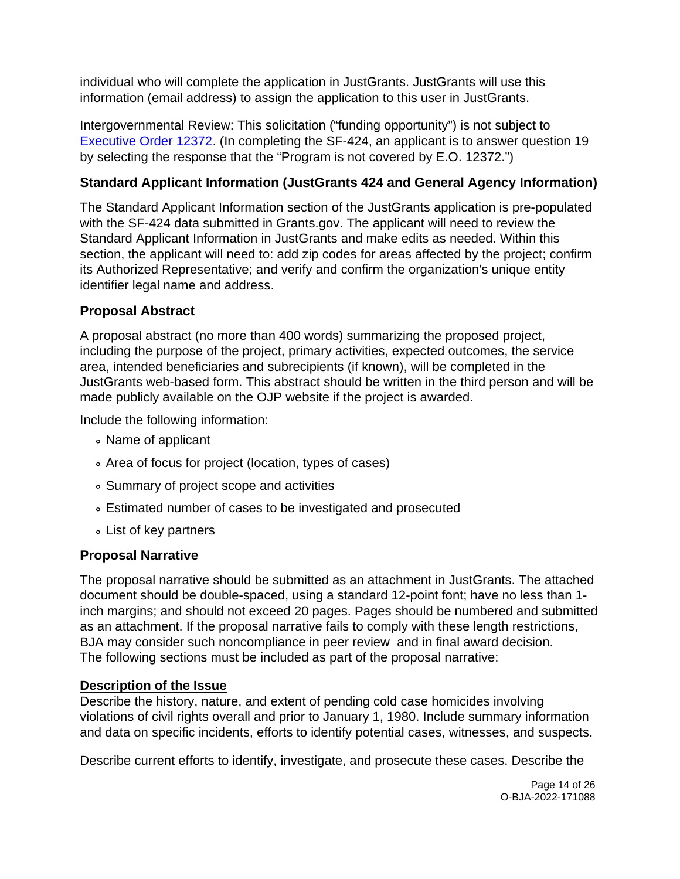individual who will complete the application in JustGrants. JustGrants will use this information (email address) to assign the application to this user in JustGrants.

Intergovernmental Review: This solicitation ("funding opportunity") is not subject to Executive Order 12372. (In completing the SF-424, an applicant is to answer question 19 by selecting the response that the "Program is not covered by E.O. 12372.")

### Standard Applicant Information (JustGrants 424 and General Agency Information)

The Standard Applicant Information section of the JustGrants application is pre-populated with the SF-424 data submitted in Grants.gov. The applicant will need to review the Standard Applicant Information in JustGrants and make edits as needed. Within this section, the applicant will need to: add zip codes for areas affected by the project; confirm its Authorized Representative; and verify and confirm the organization's unique entity identifier legal name and address.

### Proposal Abstract

A proposal abstract (no more than 400 words) summarizing the proposed project, including the purpose of the project, primary activities, expected outcomes, the service area, intended beneficiaries and subrecipients (if known), will be completed in the JustGrants web-based form. This abstract should be written in the third person and will be made publicly available on the OJP website if the project is awarded.

Include the following information:

- Name of applicant
- Area of focus for project (location, types of cases)
- Summary of project scope and activities
- Estimated number of cases to be investigated and prosecuted
- List of key partners

### Proposal Narrative

The proposal narrative should be submitted as an attachment in JustGrants. The attached document should be double-spaced, using a standard 12-point font; have no less than 1-inch margins; and should not exceed 20 pages. Pages should be numbered and submitted as an attachment. If the proposal narrative fails to comply with these length restrictions, BJA may consider such noncompliance in peer review and in final award decision. The following sections must be included as part of the proposal narrative:

**Description of the Issue**

Describe the history, nature, and extent of pending cold case homicides involving violations of civil rights overall and prior to January 1, 1980. Include summary information and data on specific incidents, efforts to identify potential cases, witnesses, and suspects.

Describe current efforts to identify, investigate, and prosecute these cases. Describe the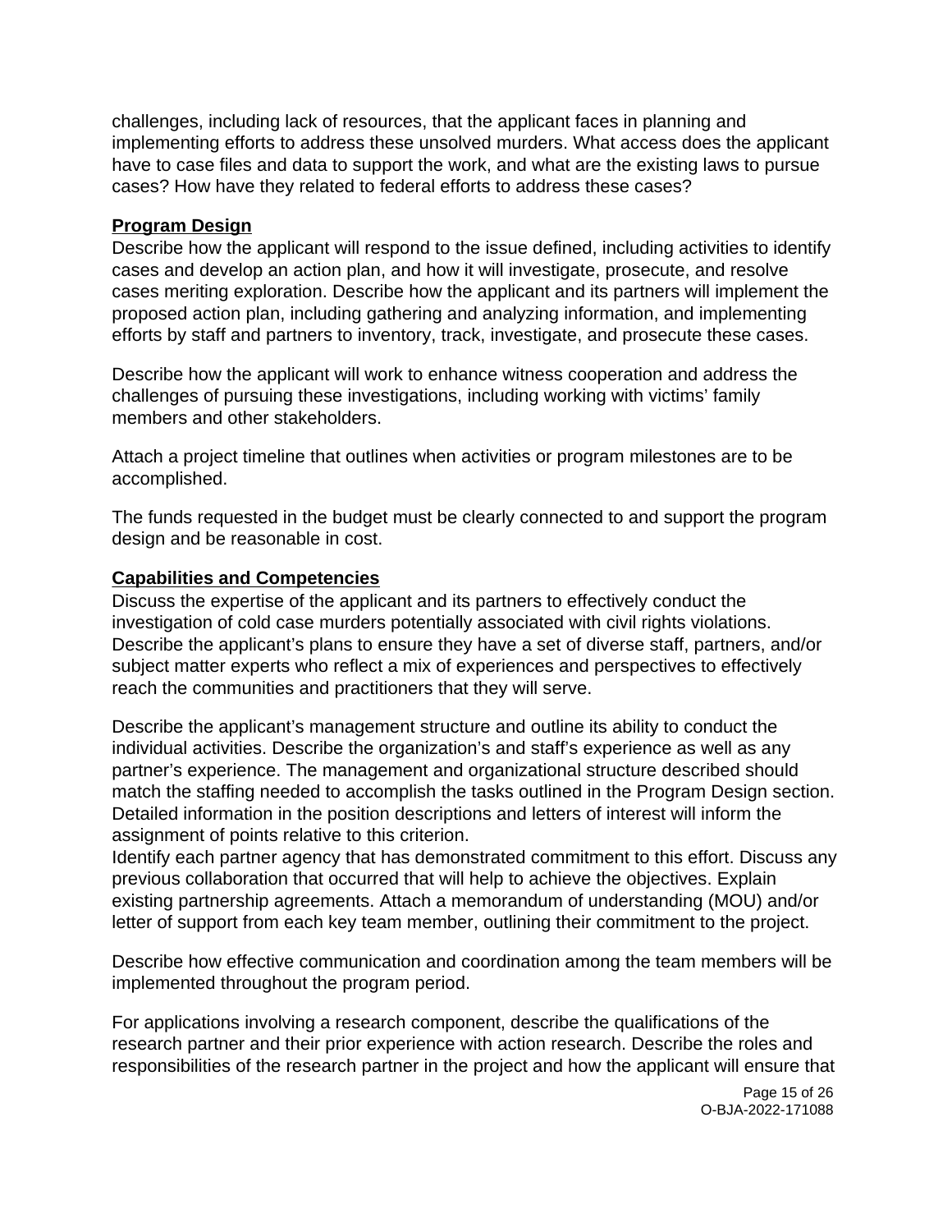challenges, including lack of resources, that the applicant faces in planning and implementing efforts to address these unsolved murders. What access does the applicant have to case files and data to support the work, and what are the existing laws to pursue cases? How have they related to federal efforts to address these cases?

**Program Design**

Describe how the applicant will respond to the issue defined, including activities to identify cases and develop an action plan, and how it will investigate, prosecute, and resolve cases meriting exploration. Describe how the applicant and its partners will implement the proposed action plan, including gathering and analyzing information, and implementing efforts by staff and partners to inventory, track, investigate, and prosecute these cases.

Describe how the applicant will work to enhance witness cooperation and address the challenges of pursuing these investigations, including working with victims' family members and other stakeholders.

Attach a project timeline that outlines when activities or program milestones are to be accomplished.

The funds requested in the budget must be clearly connected to and support the program design and be reasonable in cost.

**Capabilities and Competencies**

Discuss the expertise of the applicant and its partners to effectively conduct the investigation of cold case murders potentially associated with civil rights violations. Describe the applicant's plans to ensure they have a set of diverse staff, partners, and/or subject matter experts who reflect a mix of experiences and perspectives to effectively reach the communities and practitioners that they will serve.

Describe the applicant's management structure and outline its ability to conduct the individual activities. Describe the organization's and staff's experience as well as any partner's experience. The management and organizational structure described should match the staffing needed to accomplish the tasks outlined in the Program Design section. Detailed information in the position descriptions and letters of interest will inform the assignment of points relative to this criterion.

Identify each partner agency that has demonstrated commitment to this effort. Discuss any previous collaboration that occurred that will help to achieve the objectives. Explain existing partnership agreements. Attach a memorandum of understanding (MOU) and/or letter of support from each key team member, outlining their commitment to the project.

Describe how effective communication and coordination among the team members will be implemented throughout the program period.

For applications involving a research component, describe the qualifications of the research partner and their prior experience with action research. Describe the roles and responsibilities of the research partner in the project and how the applicant will ensure that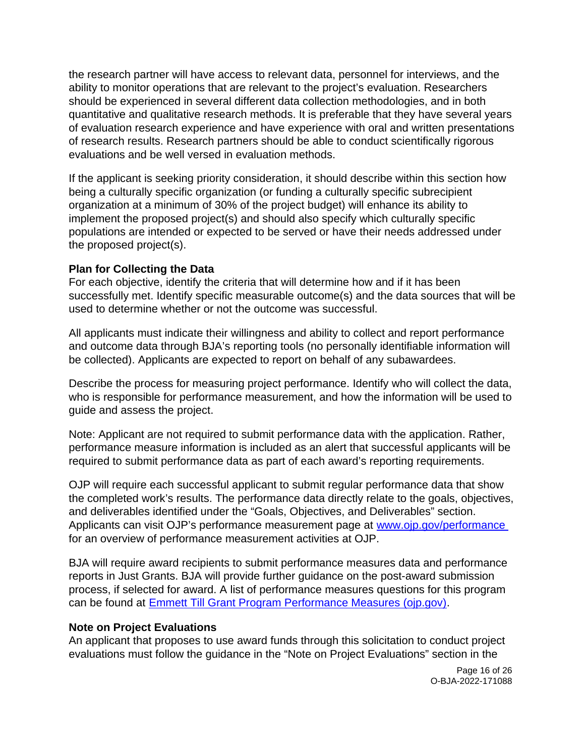the research partner will have access to relevant data, personnel for interviews, and the ability to monitor operations that are relevant to the project's evaluation. Researchers should be experienced in several different data collection methodologies, and in both quantitative and qualitative research methods. It is preferable that they have several years of evaluation research experience and have experience with oral and written presentations of research results. Research partners should be able to conduct scientifically rigorous evaluations and be well versed in evaluation methods.

If the applicant is seeking priority consideration, it should describe within this section how being a culturally specific organization (or funding a culturally specific subrecipient organization at a minimum of 30% of the project budget) will enhance its ability to implement the proposed project(s) and should also specify which culturally specific populations are intended or expected to be served or have their needs addressed under the proposed project(s).

**Plan for Collecting the Data**

For each objective, identify the criteria that will determine how and if it has been successfully met. Identify specific measurable outcome(s) and the data sources that will be used to determine whether or not the outcome was successful.

All applicants must indicate their willingness and ability to collect and report performance and outcome data through BJA's reporting tools (no personally identifiable information will be collected). Applicants are expected to report on behalf of any subawardees.

Describe the process for measuring project performance. Identify who will collect the data, who is responsible for performance measurement, and how the information will be used to guide and assess the project.

Note: Applicant are not required to submit performance data with the application. Rather, performance measure information is included as an alert that successful applicants will be required to submit performance data as part of each award's reporting requirements.

OJP will require each successful applicant to submit regular performance data that show the completed work's results. The performance data directly relate to the goals, objectives, and deliverables identified under the "Goals, Objectives, and Deliverables" section. Applicants can visit OJP's performance measurement page at [www.ojp.gov/performance](www.ojp.gov/performance) for an overview of performance measurement activities at OJP.

BJA will require award recipients to submit performance measures data and performance reports in Just Grants. BJA will provide further guidance on the post-award submission process, if selected for award. A list of performance measures questions for this program can be found at [Emmett Till Grant Program Performance Measures (ojp.gov)](Emmett Till Grant Program Performance Measures (ojp.gov)).

**Note on Project Evaluations**

An applicant that proposes to use award funds through this solicitation to conduct project evaluations must follow the guidance in the "Note on Project Evaluations" section in the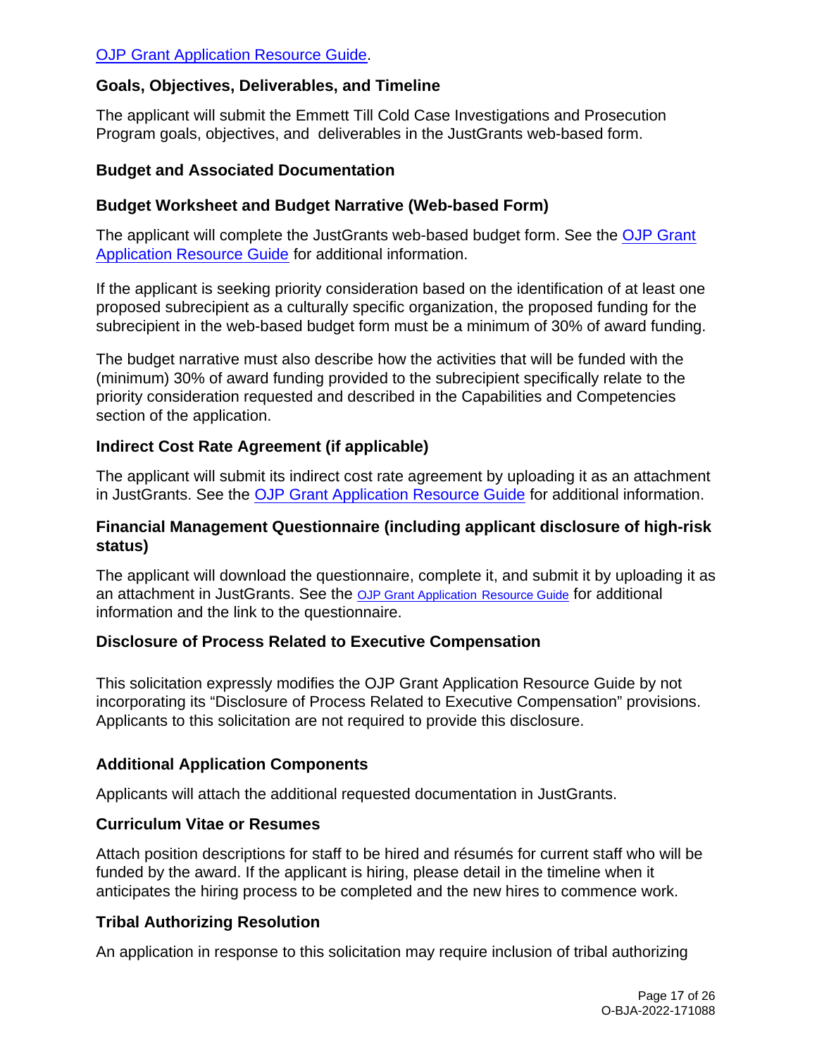OJP Grant Application Resource Guide.

### Goals, Objectives, Deliverables, and Timeline

The applicant will submit the Emmett Till Cold Case Investigations and Prosecution Program goals, objectives, and deliverables in the JustGrants web-based form.

### Budget and Associated Documentation

### Budget Worksheet and Budget Narrative (Web-based Form)

The applicant will complete the JustGrants web-based budget form. See the OJP Grant Application Resource Guide for additional information.

If the applicant is seeking priority consideration based on the identification of at least one proposed subrecipient as a culturally specific organization, the proposed funding for the subrecipient in the web-based budget form must be a minimum of 30% of award funding.

The budget narrative must also describe how the activities that will be funded with the (minimum) 30% of award funding provided to the subrecipient specifically relate to the priority consideration requested and described in the Capabilities and Competencies section of the application.

### Indirect Cost Rate Agreement (if applicable)

The applicant will submit its indirect cost rate agreement by uploading it as an attachment in JustGrants. See the OJP Grant Application Resource Guide for additional information.

### Financial Management Questionnaire (including applicant disclosure of high-risk status)

The applicant will download the questionnaire, complete it, and submit it by uploading it as an attachment in JustGrants. See the OJP Grant Application Resource Guide for additional information and the link to the questionnaire.

### Disclosure of Process Related to Executive Compensation

This solicitation expressly modifies the OJP Grant Application Resource Guide by not incorporating its "Disclosure of Process Related to Executive Compensation" provisions. Applicants to this solicitation are not required to provide this disclosure.

### Additional Application Components

Applicants will attach the additional requested documentation in JustGrants.

### Curriculum Vitae or Resumes

Attach position descriptions for staff to be hired and résumés for current staff who will be funded by the award. If the applicant is hiring, please detail in the timeline when it anticipates the hiring process to be completed and the new hires to commence work.

### Tribal Authorizing Resolution

An application in response to this solicitation may require inclusion of tribal authorizing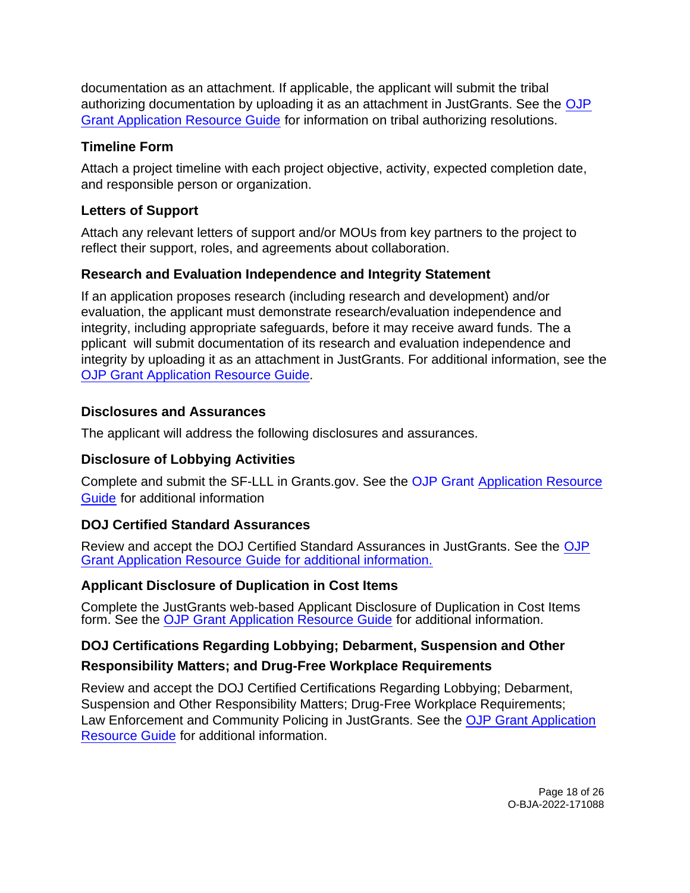documentation as an attachment. If applicable, the applicant will submit the tribal authorizing documentation by uploading it as an attachment in JustGrants. See the OJP Grant Application Resource Guide for information on tribal authorizing resolutions.

### Timeline Form

Attach a project timeline with each project objective, activity, expected completion date, and responsible person or organization.

### Letters of Support

Attach any relevant letters of support and/or MOUs from key partners to the project to reflect their support, roles, and agreements about collaboration.

### Research and Evaluation Independence and Integrity Statement

If an application proposes research (including research and development) and/or evaluation, the applicant must demonstrate research/evaluation independence and integrity, including appropriate safeguards, before it may receive award funds. The a pplicant will submit documentation of its research and evaluation independence and integrity by uploading it as an attachment in JustGrants. For additional information, see the OJP Grant Application Resource Guide.

### Disclosures and Assurances

The applicant will address the following disclosures and assurances.

### Disclosure of Lobbying Activities

Complete and submit the SF-LLL in Grants.gov. See the OJP Grant Application Resource Guide for additional information

### DOJ Certified Standard Assurances

Review and accept the DOJ Certified Standard Assurances in JustGrants. See the OJP Grant Application Resource Guide for additional information.

### Applicant Disclosure of Duplication in Cost Items

Complete the JustGrants web-based Applicant Disclosure of Duplication in Cost Items form. See the OJP Grant Application Resource Guide for additional information.

### DOJ Certifications Regarding Lobbying; Debarment, Suspension and Other Responsibility Matters; and Drug-Free Workplace Requirements

Review and accept the DOJ Certified Certifications Regarding Lobbying; Debarment, Suspension and Other Responsibility Matters; Drug-Free Workplace Requirements; Law Enforcement and Community Policing in JustGrants. See the OJP Grant Application Resource Guide for additional information.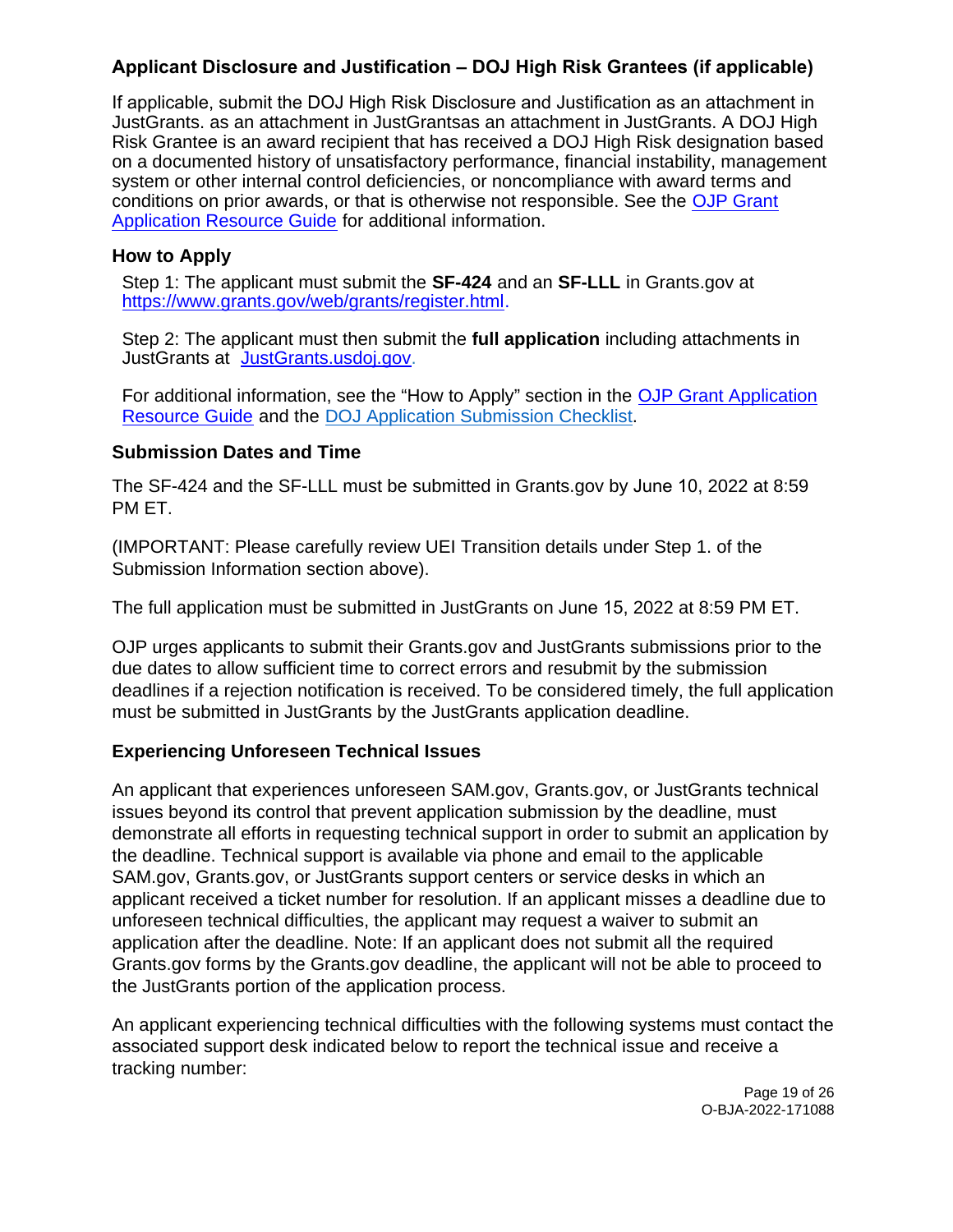### Applicant Disclosure and Justification – DOJ High Risk Grantees (if applicable)

If applicable, submit the DOJ High Risk Disclosure and Justification as an attachment in JustGrants. as an attachment in JustGrantsas an attachment in JustGrants. A DOJ High Risk Grantee is an award recipient that has received a DOJ High Risk designation based on a documented history of unsatisfactory performance, financial instability, management system or other internal control deficiencies, or noncompliance with award terms and conditions on prior awards, or that is otherwise not responsible. See the [OJP Grant Application Resource Guide] for additional information.

### How to Apply

Step 1: The applicant must submit the **SF-424** and an **SF-LLL** in Grants.gov at https://www.grants.gov/web/grants/register.html.

Step 2: The applicant must then submit the **full application** including attachments in JustGrants at JustGrants.usdoj.gov.

For additional information, see the "How to Apply" section in the [OJP Grant Application Resource Guide] and the [DOJ Application Submission Checklist].

### Submission Dates and Time

The SF-424 and the SF-LLL must be submitted in Grants.gov by June 10, 2022 at 8:59 PM ET.

(IMPORTANT: Please carefully review UEI Transition details under Step 1. of the Submission Information section above).

The full application must be submitted in JustGrants on June 15, 2022 at 8:59 PM ET.

OJP urges applicants to submit their Grants.gov and JustGrants submissions prior to the due dates to allow sufficient time to correct errors and resubmit by the submission deadlines if a rejection notification is received. To be considered timely, the full application must be submitted in JustGrants by the JustGrants application deadline.

### Experiencing Unforeseen Technical Issues

An applicant that experiences unforeseen SAM.gov, Grants.gov, or JustGrants technical issues beyond its control that prevent application submission by the deadline, must demonstrate all efforts in requesting technical support in order to submit an application by the deadline. Technical support is available via phone and email to the applicable SAM.gov, Grants.gov, or JustGrants support centers or service desks in which an applicant received a ticket number for resolution. If an applicant misses a deadline due to unforeseen technical difficulties, the applicant may request a waiver to submit an application after the deadline. Note: If an applicant does not submit all the required Grants.gov forms by the Grants.gov deadline, the applicant will not be able to proceed to the JustGrants portion of the application process.

An applicant experiencing technical difficulties with the following systems must contact the associated support desk indicated below to report the technical issue and receive a tracking number: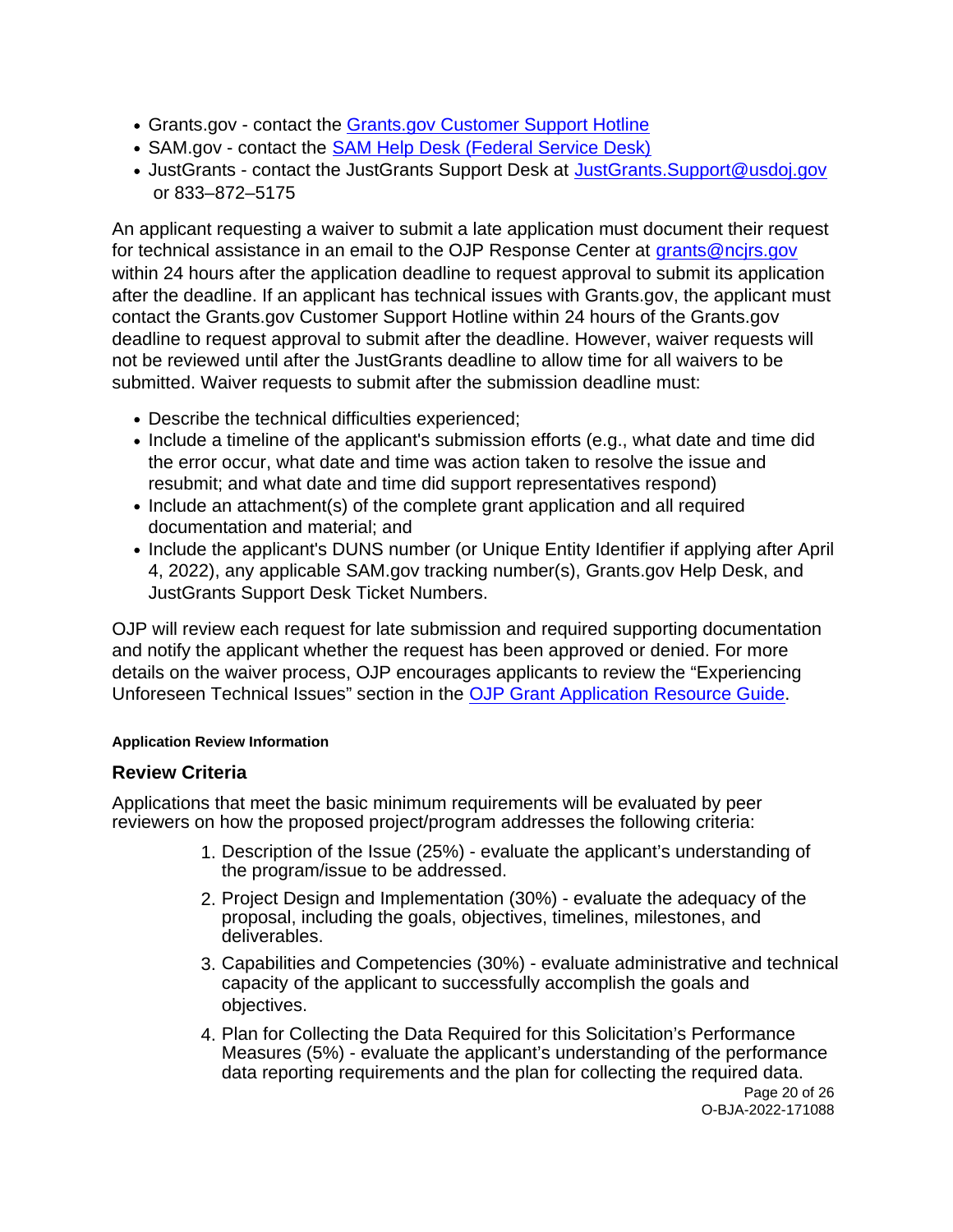- Grants.gov - contact the [Grants.gov Customer Support Hotline](#)
- SAM.gov - contact the [SAM Help Desk (Federal Service Desk)](#)
- JustGrants - contact the JustGrants Support Desk at [JustGrants.Support@usdoj.gov](mailto:JustGrants.Support@usdoj.gov) or 833–872–5175

An applicant requesting a waiver to submit a late application must document their request for technical assistance in an email to the OJP Response Center at [grants@ncjrs.gov](mailto:grants@ncjrs.gov) within 24 hours after the application deadline to request approval to submit its application after the deadline. If an applicant has technical issues with Grants.gov, the applicant must contact the Grants.gov Customer Support Hotline within 24 hours of the Grants.gov deadline to request approval to submit after the deadline. However, waiver requests will not be reviewed until after the JustGrants deadline to allow time for all waivers to be submitted. Waiver requests to submit after the submission deadline must:

- Describe the technical difficulties experienced;
- Include a timeline of the applicant's submission efforts (e.g., what date and time did the error occur, what date and time was action taken to resolve the issue and resubmit; and what date and time did support representatives respond)
- Include an attachment(s) of the complete grant application and all required documentation and material; and
- Include the applicant's DUNS number (or Unique Entity Identifier if applying after April 4, 2022), any applicable SAM.gov tracking number(s), Grants.gov Help Desk, and JustGrants Support Desk Ticket Numbers.

OJP will review each request for late submission and required supporting documentation and notify the applicant whether the request has been approved or denied. For more details on the waiver process, OJP encourages applicants to review the "Experiencing Unforeseen Technical Issues" section in the [OJP Grant Application Resource Guide](#).

#### Application Review Information

### Review Criteria

Applications that meet the basic minimum requirements will be evaluated by peer reviewers on how the proposed project/program addresses the following criteria:

1. Description of the Issue (25%) - evaluate the applicant's understanding of the program/issue to be addressed.
2. Project Design and Implementation (30%) - evaluate the adequacy of the proposal, including the goals, objectives, timelines, milestones, and deliverables.
3. Capabilities and Competencies (30%) - evaluate administrative and technical capacity of the applicant to successfully accomplish the goals and objectives.
4. Plan for Collecting the Data Required for this Solicitation's Performance Measures (5%) - evaluate the applicant's understanding of the performance data reporting requirements and the plan for collecting the required data.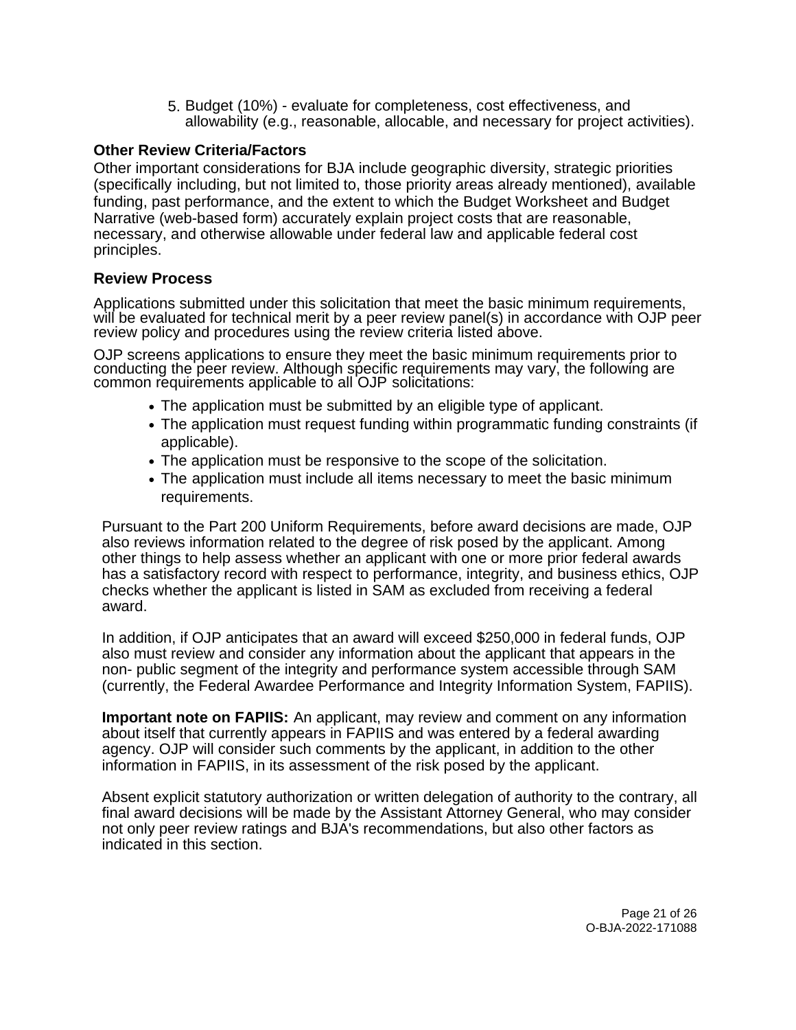5. Budget (10%) - evaluate for completeness, cost effectiveness, and allowability (e.g., reasonable, allocable, and necessary for project activities).

### Other Review Criteria/Factors

Other important considerations for BJA include geographic diversity, strategic priorities (specifically including, but not limited to, those priority areas already mentioned), available funding, past performance, and the extent to which the Budget Worksheet and Budget Narrative (web-based form) accurately explain project costs that are reasonable, necessary, and otherwise allowable under federal law and applicable federal cost principles.

### Review Process

Applications submitted under this solicitation that meet the basic minimum requirements, will be evaluated for technical merit by a peer review panel(s) in accordance with OJP peer review policy and procedures using the review criteria listed above.

OJP screens applications to ensure they meet the basic minimum requirements prior to conducting the peer review. Although specific requirements may vary, the following are common requirements applicable to all OJP solicitations:

- The application must be submitted by an eligible type of applicant.
- The application must request funding within programmatic funding constraints (if applicable).
- The application must be responsive to the scope of the solicitation.
- The application must include all items necessary to meet the basic minimum requirements.

Pursuant to the Part 200 Uniform Requirements, before award decisions are made, OJP also reviews information related to the degree of risk posed by the applicant. Among other things to help assess whether an applicant with one or more prior federal awards has a satisfactory record with respect to performance, integrity, and business ethics, OJP checks whether the applicant is listed in SAM as excluded from receiving a federal award.

In addition, if OJP anticipates that an award will exceed $250,000 in federal funds, OJP also must review and consider any information about the applicant that appears in the non- public segment of the integrity and performance system accessible through SAM (currently, the Federal Awardee Performance and Integrity Information System, FAPIIS).

**Important note on FAPIIS:** An applicant, may review and comment on any information about itself that currently appears in FAPIIS and was entered by a federal awarding agency. OJP will consider such comments by the applicant, in addition to the other information in FAPIIS, in its assessment of the risk posed by the applicant.

Absent explicit statutory authorization or written delegation of authority to the contrary, all final award decisions will be made by the Assistant Attorney General, who may consider not only peer review ratings and BJA's recommendations, but also other factors as indicated in this section.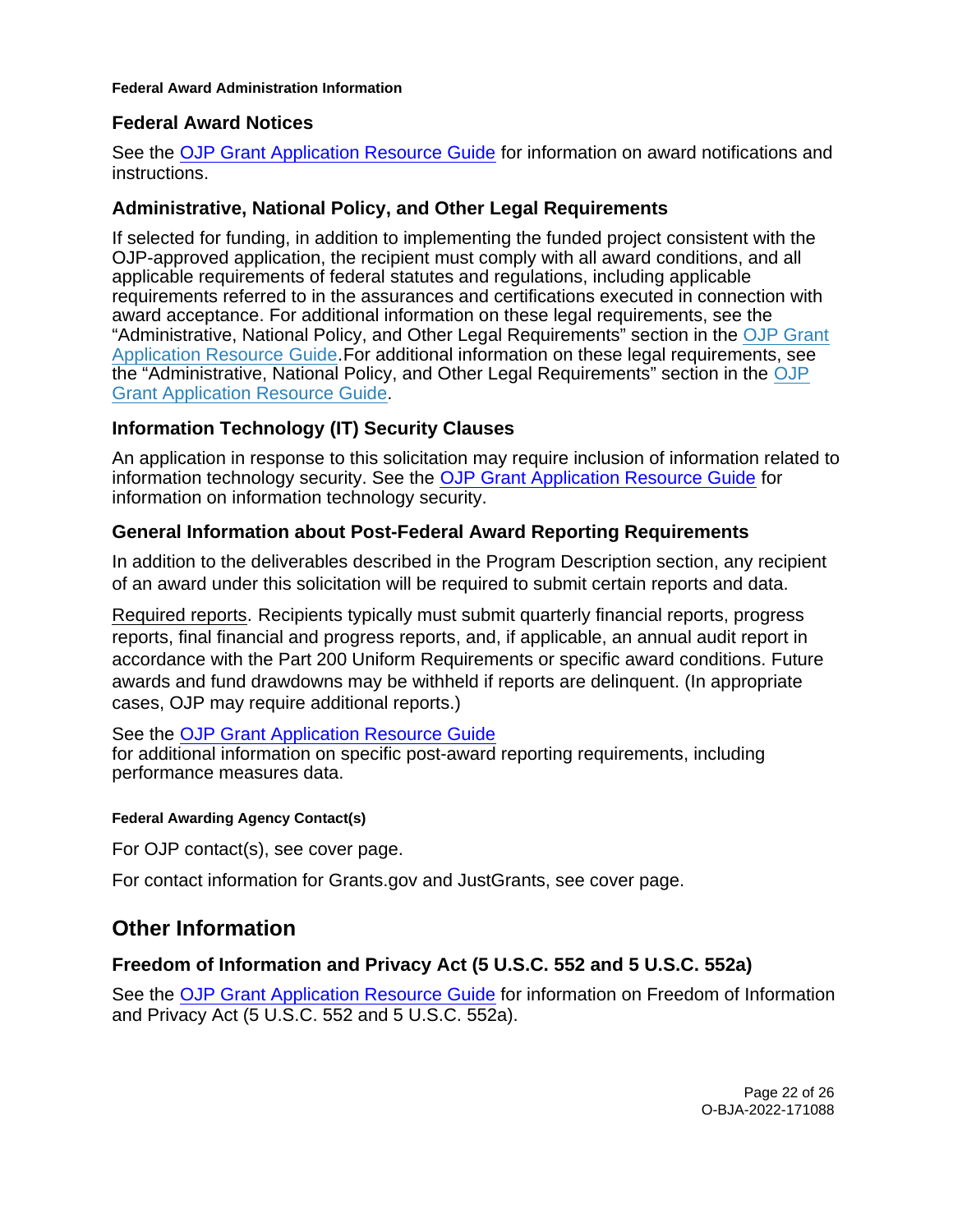#### Federal Award Administration Information

### Federal Award Notices

See the OJP Grant Application Resource Guide for information on award notifications and instructions.

### Administrative, National Policy, and Other Legal Requirements

If selected for funding, in addition to implementing the funded project consistent with the OJP-approved application, the recipient must comply with all award conditions, and all applicable requirements of federal statutes and regulations, including applicable requirements referred to in the assurances and certifications executed in connection with award acceptance. For additional information on these legal requirements, see the "Administrative, National Policy, and Other Legal Requirements" section in the OJP Grant Application Resource Guide.For additional information on these legal requirements, see the "Administrative, National Policy, and Other Legal Requirements" section in the OJP Grant Application Resource Guide.

### Information Technology (IT) Security Clauses

An application in response to this solicitation may require inclusion of information related to information technology security. See the OJP Grant Application Resource Guide for information on information technology security.

### General Information about Post-Federal Award Reporting Requirements

In addition to the deliverables described in the Program Description section, any recipient of an award under this solicitation will be required to submit certain reports and data.

Required reports. Recipients typically must submit quarterly financial reports, progress reports, final financial and progress reports, and, if applicable, an annual audit report in accordance with the Part 200 Uniform Requirements or specific award conditions. Future awards and fund drawdowns may be withheld if reports are delinquent. (In appropriate cases, OJP may require additional reports.)

See the OJP Grant Application Resource Guide for additional information on specific post-award reporting requirements, including performance measures data.

#### Federal Awarding Agency Contact(s)

For OJP contact(s), see cover page.

For contact information for Grants.gov and JustGrants, see cover page.

## Other Information

### Freedom of Information and Privacy Act (5 U.S.C. 552 and 5 U.S.C. 552a)

See the OJP Grant Application Resource Guide for information on Freedom of Information and Privacy Act (5 U.S.C. 552 and 5 U.S.C. 552a).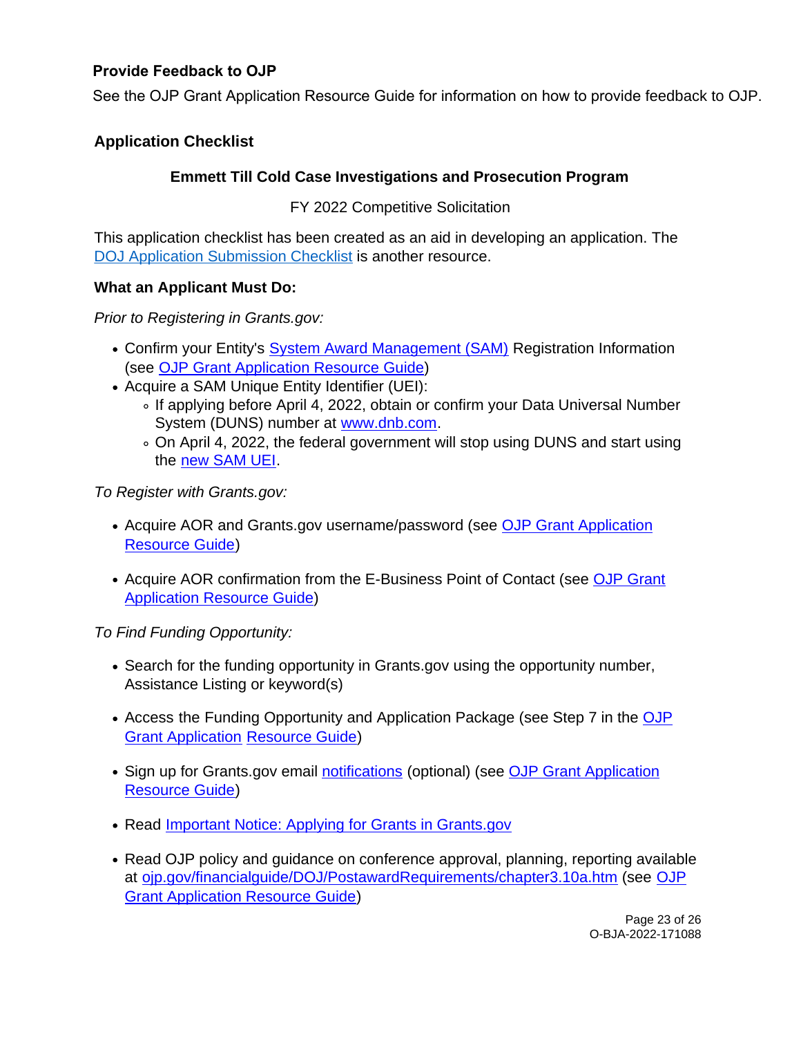### Provide Feedback to OJP

See the OJP Grant Application Resource Guide for information on how to provide feedback to OJP.

## Application Checklist

### Emmett Till Cold Case Investigations and Prosecution Program

FY 2022 Competitive Solicitation

This application checklist has been created as an aid in developing an application. The DOJ Application Submission Checklist is another resource.

**What an Applicant Must Do:**

*Prior to Registering in Grants.gov:*

- Confirm your Entity's System Award Management (SAM) Registration Information (see OJP Grant Application Resource Guide)
- Acquire a SAM Unique Entity Identifier (UEI):
  - If applying before April 4, 2022, obtain or confirm your Data Universal Number System (DUNS) number at www.dnb.com.
  - On April 4, 2022, the federal government will stop using DUNS and start using the new SAM UEI.

*To Register with Grants.gov:*

- Acquire AOR and Grants.gov username/password (see OJP Grant Application Resource Guide)
- Acquire AOR confirmation from the E-Business Point of Contact (see OJP Grant Application Resource Guide)

*To Find Funding Opportunity:*

- Search for the funding opportunity in Grants.gov using the opportunity number, Assistance Listing or keyword(s)
- Access the Funding Opportunity and Application Package (see Step 7 in the OJP Grant Application Resource Guide)
- Sign up for Grants.gov email notifications (optional) (see OJP Grant Application Resource Guide)
- Read Important Notice: Applying for Grants in Grants.gov
- Read OJP policy and guidance on conference approval, planning, reporting available at ojp.gov/financialguide/DOJ/PostawardRequirements/chapter3.10a.htm (see OJP Grant Application Resource Guide)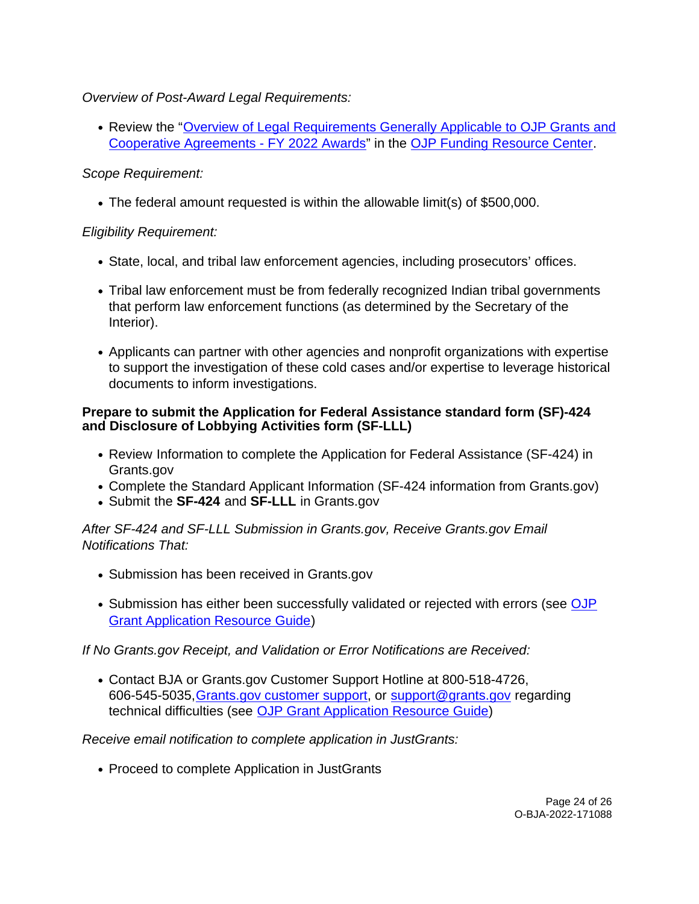*Overview of Post-Award Legal Requirements:*

- Review the "Overview of Legal Requirements Generally Applicable to OJP Grants and Cooperative Agreements - FY 2022 Awards" in the OJP Funding Resource Center.

*Scope Requirement:*

- The federal amount requested is within the allowable limit(s) of $500,000.

*Eligibility Requirement:*

- State, local, and tribal law enforcement agencies, including prosecutors' offices.
- Tribal law enforcement must be from federally recognized Indian tribal governments that perform law enforcement functions (as determined by the Secretary of the Interior).
- Applicants can partner with other agencies and nonprofit organizations with expertise to support the investigation of these cold cases and/or expertise to leverage historical documents to inform investigations.

**Prepare to submit the Application for Federal Assistance standard form (SF)-424 and Disclosure of Lobbying Activities form (SF-LLL)**

- Review Information to complete the Application for Federal Assistance (SF-424) in Grants.gov
- Complete the Standard Applicant Information (SF-424 information from Grants.gov)
- Submit the **SF-424** and **SF-LLL** in Grants.gov

*After SF-424 and SF-LLL Submission in Grants.gov, Receive Grants.gov Email Notifications That:*

- Submission has been received in Grants.gov
- Submission has either been successfully validated or rejected with errors (see OJP Grant Application Resource Guide)

*If No Grants.gov Receipt, and Validation or Error Notifications are Received:*

- Contact BJA or Grants.gov Customer Support Hotline at 800-518-4726, 606-545-5035, Grants.gov customer support, or support@grants.gov regarding technical difficulties (see OJP Grant Application Resource Guide)

*Receive email notification to complete application in JustGrants:*

- Proceed to complete Application in JustGrants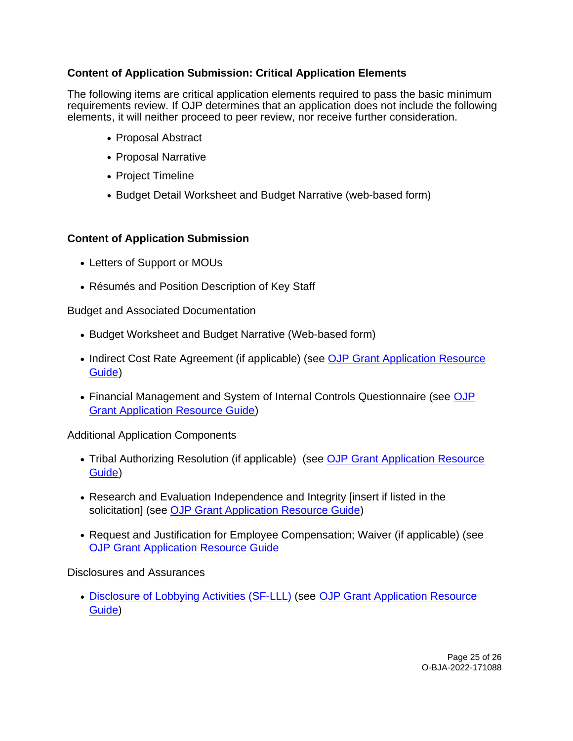### Content of Application Submission: Critical Application Elements

The following items are critical application elements required to pass the basic minimum requirements review. If OJP determines that an application does not include the following elements, it will neither proceed to peer review, nor receive further consideration.

- Proposal Abstract
- Proposal Narrative
- Project Timeline
- Budget Detail Worksheet and Budget Narrative (web-based form)

### Content of Application Submission

- Letters of Support or MOUs
- Résumés and Position Description of Key Staff

Budget and Associated Documentation

- Budget Worksheet and Budget Narrative (Web-based form)
- Indirect Cost Rate Agreement (if applicable) (see [OJP Grant Application Resource Guide])
- Financial Management and System of Internal Controls Questionnaire (see [OJP Grant Application Resource Guide])

Additional Application Components

- Tribal Authorizing Resolution (if applicable) (see [OJP Grant Application Resource Guide])
- Research and Evaluation Independence and Integrity [insert if listed in the solicitation] (see [OJP Grant Application Resource Guide])
- Request and Justification for Employee Compensation; Waiver (if applicable) (see [OJP Grant Application Resource Guide]

Disclosures and Assurances

- [Disclosure of Lobbying Activities (SF-LLL)] (see [OJP Grant Application Resource Guide])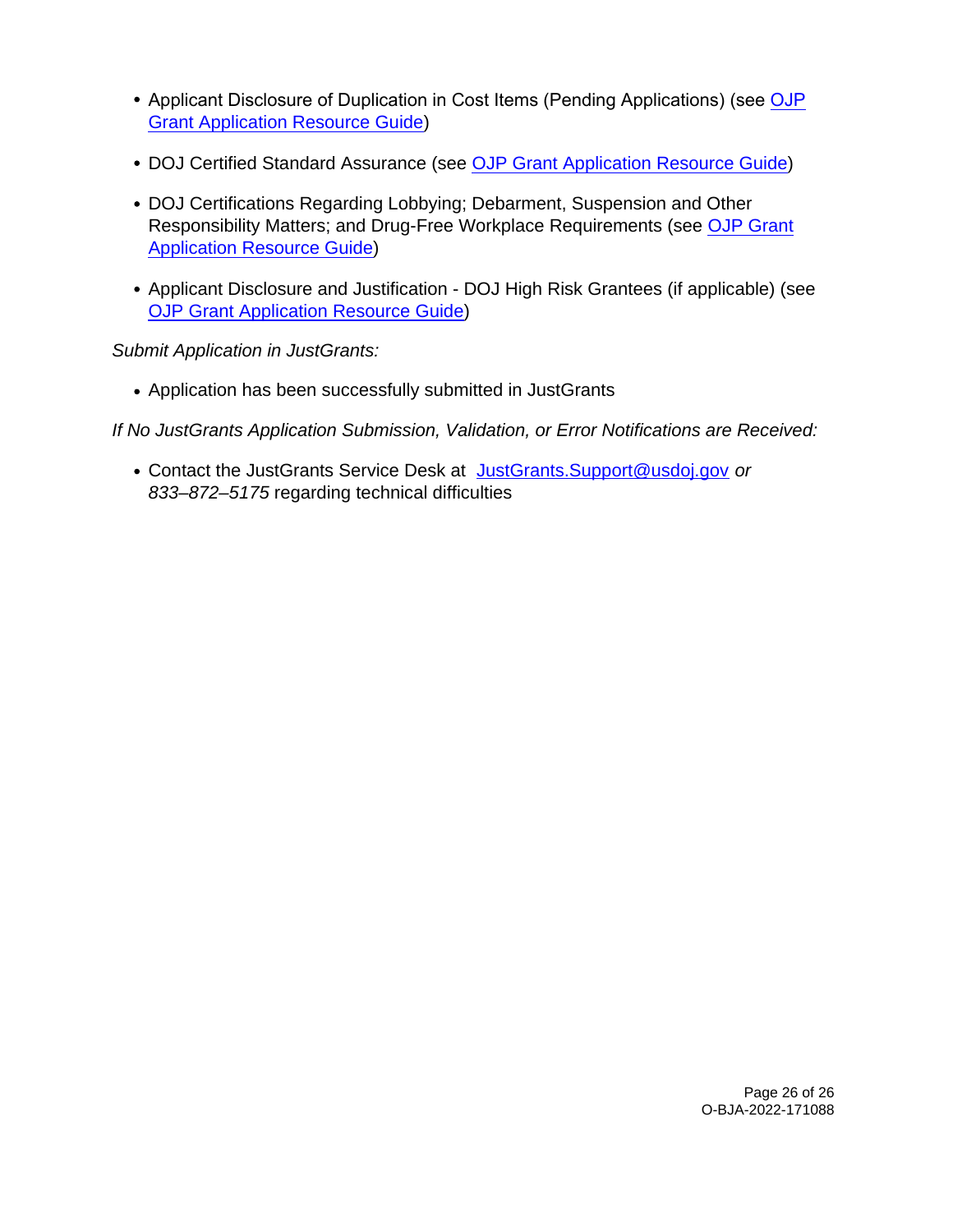- Applicant Disclosure of Duplication in Cost Items (Pending Applications) (see [OJP Grant Application Resource Guide](#))

- DOJ Certified Standard Assurance (see [OJP Grant Application Resource Guide](#))

- DOJ Certifications Regarding Lobbying; Debarment, Suspension and Other Responsibility Matters; and Drug-Free Workplace Requirements (see [OJP Grant Application Resource Guide](#))

- Applicant Disclosure and Justification - DOJ High Risk Grantees (if applicable) (see [OJP Grant Application Resource Guide](#))

*Submit Application in JustGrants:*

- Application has been successfully submitted in JustGrants

*If No JustGrants Application Submission, Validation, or Error Notifications are Received:*

- Contact the JustGrants Service Desk at [JustGrants.Support@usdoj.gov](mailto:JustGrants.Support@usdoj.gov) *or 833–872–5175* regarding technical difficulties